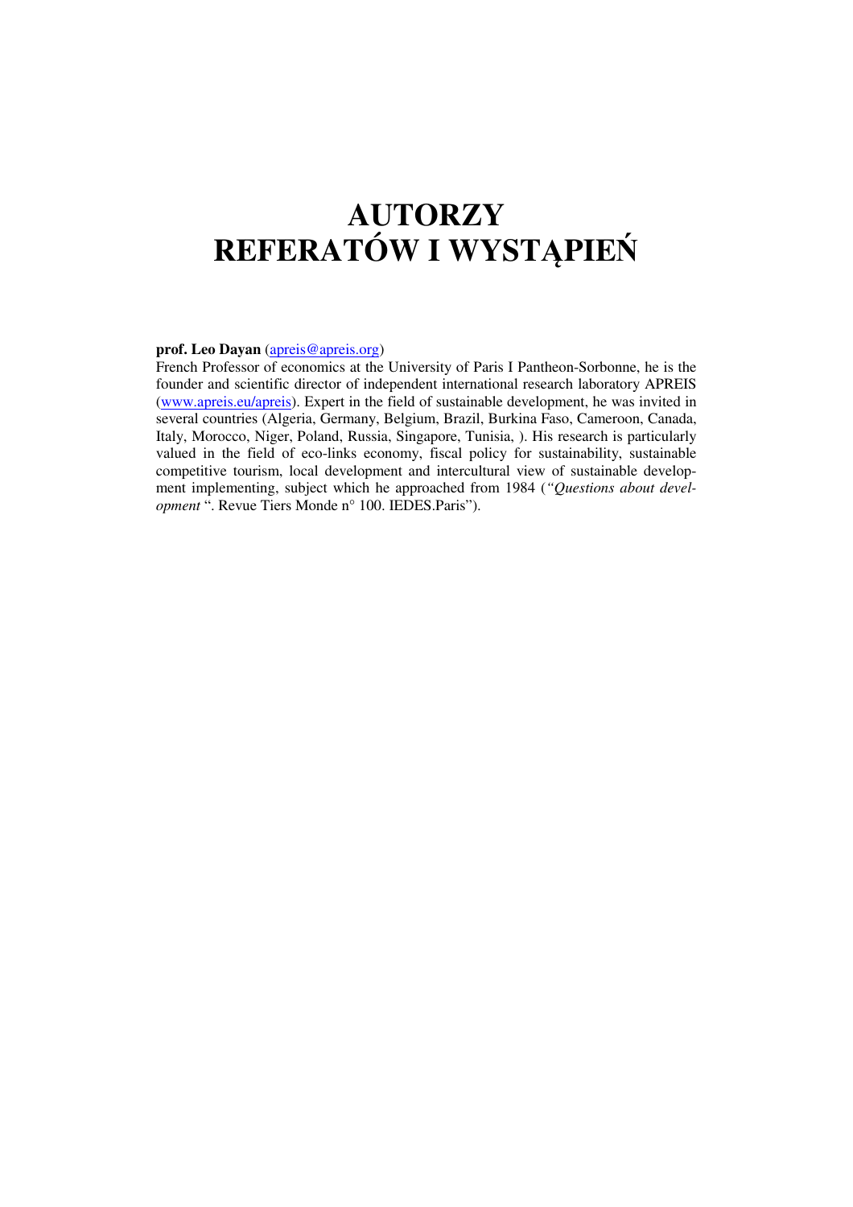# AUTORZY
# REFERATÓW I WYSTĄPIEŃ

**prof. Leo Dayan** (apreis@apreis.org)
French Professor of economics at the University of Paris I Pantheon-Sorbonne, he is the founder and scientific director of independent international research laboratory APREIS (www.apreis.eu/apreis). Expert in the field of sustainable development, he was invited in several countries (Algeria, Germany, Belgium, Brazil, Burkina Faso, Cameroon, Canada, Italy, Morocco, Niger, Poland, Russia, Singapore, Tunisia, ). His research is particularly valued in the field of eco-links economy, fiscal policy for sustainability, sustainable competitive tourism, local development and intercultural view of sustainable development implementing, subject which he approached from 1984 (*"Questions about development* ". Revue Tiers Monde n° 100. IEDES.Paris").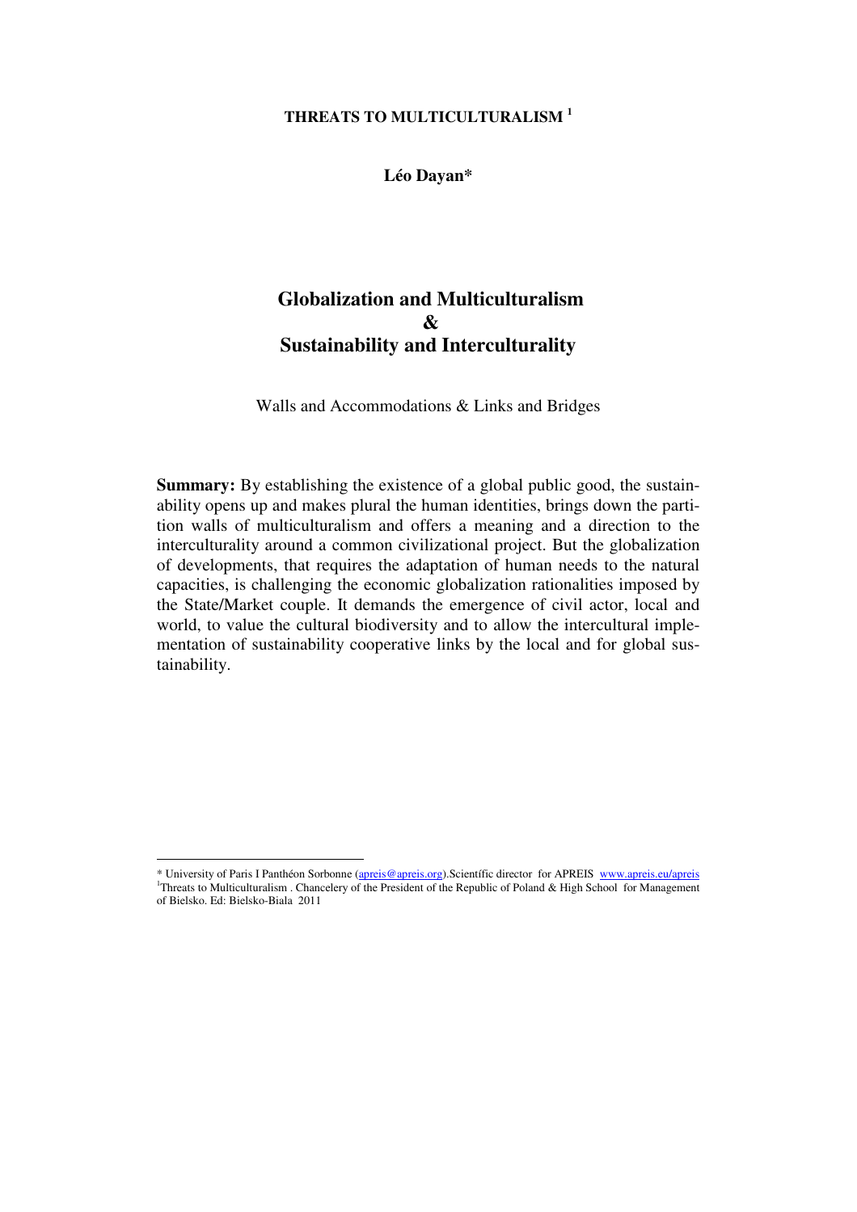**THREATS TO MULTICULTURALISM [1]**

**Léo Dayan***

# Globalization and Multiculturalism & Sustainability and Interculturality

Walls and Accommodations & Links and Bridges

**Summary:** By establishing the existence of a global public good, the sustainability opens up and makes plural the human identities, brings down the partition walls of multiculturalism and offers a meaning and a direction to the interculturality around a common civilizational project. But the globalization of developments, that requires the adaptation of human needs to the natural capacities, is challenging the economic globalization rationalities imposed by the State/Market couple. It demands the emergence of civil actor, local and world, to value the cultural biodiversity and to allow the intercultural implementation of sustainability cooperative links by the local and for global sustainability.

---

* University of Paris I Panthéon Sorbonne (apreis@apreis.org).Scientific director for APREIS www.apreis.eu/apreis

[1] Threats to Multiculturalism . Chancelery of the President of the Republic of Poland & High School for Management of Bielsko. Ed: Bielsko-Biala 2011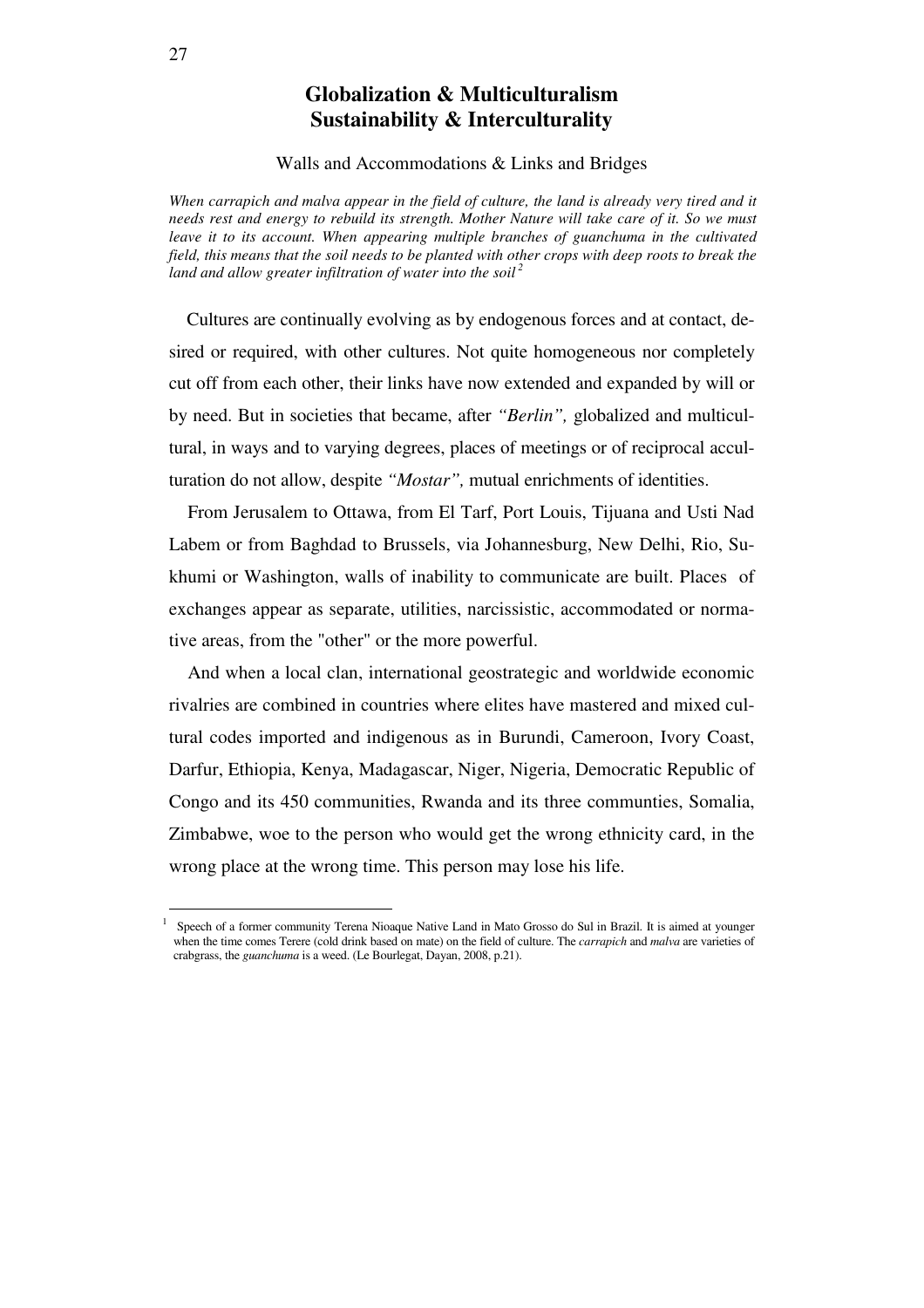# Globalization & Multiculturalism
# Sustainability & Interculturality

Walls and Accommodations & Links and Bridges

*When carrapich and malva appear in the field of culture, the land is already very tired and it needs rest and energy to rebuild its strength. Mother Nature will take care of it. So we must leave it to its account. When appearing multiple branches of guanchuma in the cultivated field, this means that the soil needs to be planted with other crops with deep roots to break the land and allow greater infiltration of water into the soil*[2]

Cultures are continually evolving as by endogenous forces and at contact, desired or required, with other cultures. Not quite homogeneous nor completely cut off from each other, their links have now extended and expanded by will or by need. But in societies that became, after *"Berlin",* globalized and multicultural, in ways and to varying degrees, places of meetings or of reciprocal acculturation do not allow, despite *"Mostar",* mutual enrichments of identities.

From Jerusalem to Ottawa, from El Tarf, Port Louis, Tijuana and Usti Nad Labem or from Baghdad to Brussels, via Johannesburg, New Delhi, Rio, Sukhumi or Washington, walls of inability to communicate are built. Places of exchanges appear as separate, utilities, narcissistic, accommodated or normative areas, from the "other" or the more powerful.

And when a local clan, international geostrategic and worldwide economic rivalries are combined in countries where elites have mastered and mixed cultural codes imported and indigenous as in Burundi, Cameroon, Ivory Coast, Darfur, Ethiopia, Kenya, Madagascar, Niger, Nigeria, Democratic Republic of Congo and its 450 communities, Rwanda and its three communties, Somalia, Zimbabwe, woe to the person who would get the wrong ethnicity card, in the wrong place at the wrong time. This person may lose his life.

---

[1] Speech of a former community Terena Nioaque Native Land in Mato Grosso do Sul in Brazil. It is aimed at younger when the time comes Terere (cold drink based on mate) on the field of culture. The *carrapich* and *malva* are varieties of crabgrass, the *guanchuma* is a weed. (Le Bourlegat, Dayan, 2008, p.21).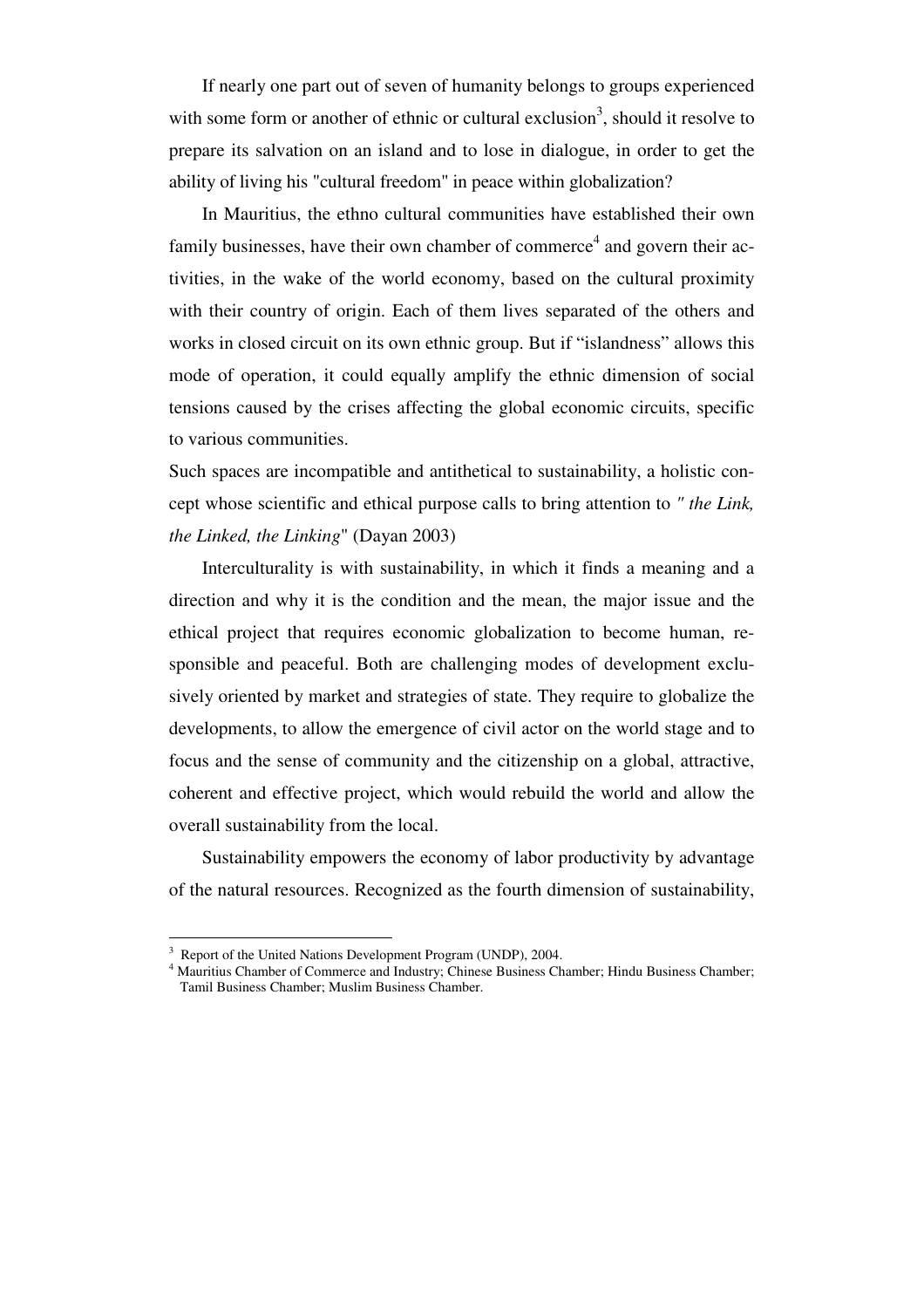If nearly one part out of seven of humanity belongs to groups experienced with some form or another of ethnic or cultural exclusion[3], should it resolve to prepare its salvation on an island and to lose in dialogue, in order to get the ability of living his "cultural freedom" in peace within globalization?

In Mauritius, the ethno cultural communities have established their own family businesses, have their own chamber of commerce[4] and govern their activities, in the wake of the world economy, based on the cultural proximity with their country of origin. Each of them lives separated of the others and works in closed circuit on its own ethnic group. But if "islandness" allows this mode of operation, it could equally amplify the ethnic dimension of social tensions caused by the crises affecting the global economic circuits, specific to various communities.

Such spaces are incompatible and antithetical to sustainability, a holistic concept whose scientific and ethical purpose calls to bring attention to *" the Link, the Linked, the Linking*" (Dayan 2003)

Interculturality is with sustainability, in which it finds a meaning and a direction and why it is the condition and the mean, the major issue and the ethical project that requires economic globalization to become human, responsible and peaceful. Both are challenging modes of development exclusively oriented by market and strategies of state. They require to globalize the developments, to allow the emergence of civil actor on the world stage and to focus and the sense of community and the citizenship on a global, attractive, coherent and effective project, which would rebuild the world and allow the overall sustainability from the local.

Sustainability empowers the economy of labor productivity by advantage of the natural resources. Recognized as the fourth dimension of sustainability,

---

[3] Report of the United Nations Development Program (UNDP), 2004.

[4] Mauritius Chamber of Commerce and Industry; Chinese Business Chamber; Hindu Business Chamber; Tamil Business Chamber; Muslim Business Chamber.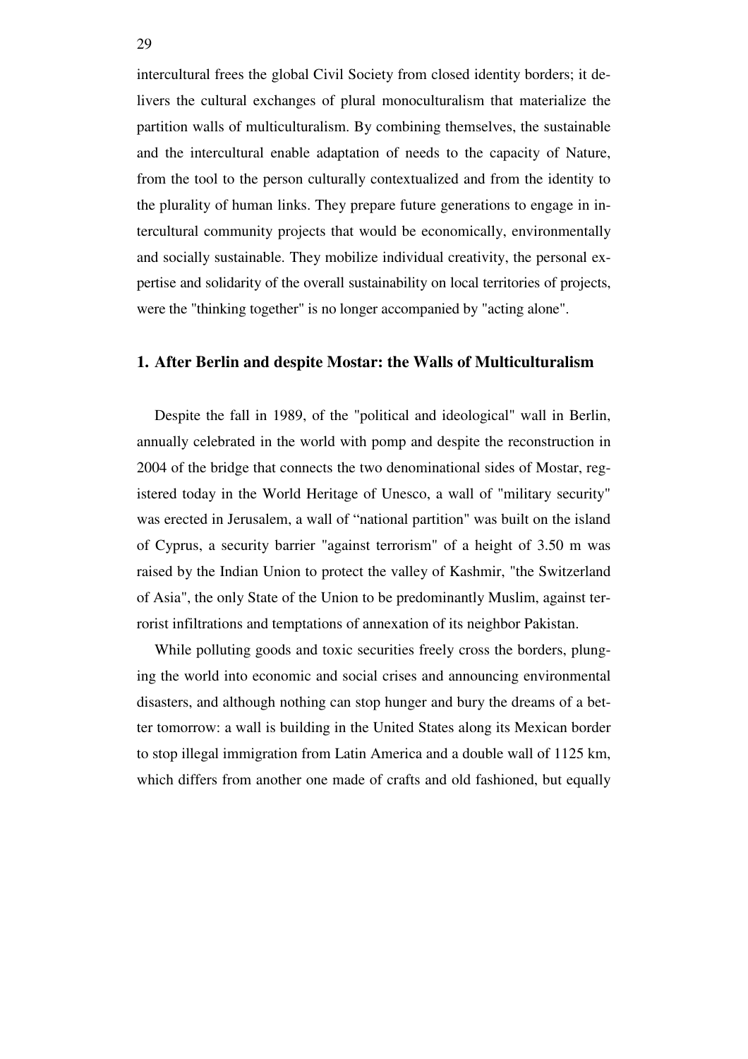intercultural frees the global Civil Society from closed identity borders; it delivers the cultural exchanges of plural monoculturalism that materialize the partition walls of multiculturalism. By combining themselves, the sustainable and the intercultural enable adaptation of needs to the capacity of Nature, from the tool to the person culturally contextualized and from the identity to the plurality of human links. They prepare future generations to engage in intercultural community projects that would be economically, environmentally and socially sustainable. They mobilize individual creativity, the personal expertise and solidarity of the overall sustainability on local territories of projects, were the "thinking together" is no longer accompanied by "acting alone".

## 1. After Berlin and despite Mostar: the Walls of Multiculturalism

Despite the fall in 1989, of the "political and ideological" wall in Berlin, annually celebrated in the world with pomp and despite the reconstruction in 2004 of the bridge that connects the two denominational sides of Mostar, registered today in the World Heritage of Unesco, a wall of "military security" was erected in Jerusalem, a wall of "national partition" was built on the island of Cyprus, a security barrier "against terrorism" of a height of 3.50 m was raised by the Indian Union to protect the valley of Kashmir, "the Switzerland of Asia", the only State of the Union to be predominantly Muslim, against terrorist infiltrations and temptations of annexation of its neighbor Pakistan.

While polluting goods and toxic securities freely cross the borders, plunging the world into economic and social crises and announcing environmental disasters, and although nothing can stop hunger and bury the dreams of a better tomorrow: a wall is building in the United States along its Mexican border to stop illegal immigration from Latin America and a double wall of 1125 km, which differs from another one made of crafts and old fashioned, but equally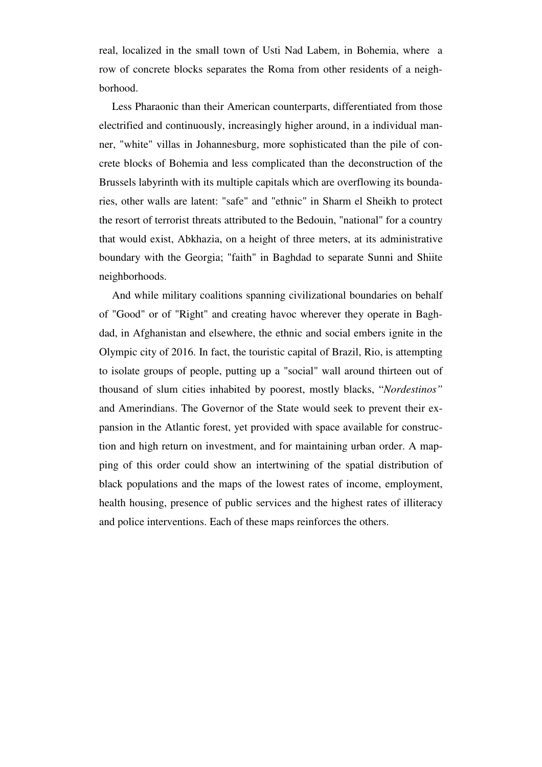real, localized in the small town of Usti Nad Labem, in Bohemia, where a row of concrete blocks separates the Roma from other residents of a neighborhood.

Less Pharaonic than their American counterparts, differentiated from those electrified and continuously, increasingly higher around, in a individual manner, "white" villas in Johannesburg, more sophisticated than the pile of concrete blocks of Bohemia and less complicated than the deconstruction of the Brussels labyrinth with its multiple capitals which are overflowing its boundaries, other walls are latent: "safe" and "ethnic" in Sharm el Sheikh to protect the resort of terrorist threats attributed to the Bedouin, "national" for a country that would exist, Abkhazia, on a height of three meters, at its administrative boundary with the Georgia; "faith" in Baghdad to separate Sunni and Shiite neighborhoods.

And while military coalitions spanning civilizational boundaries on behalf of "Good" or of "Right" and creating havoc wherever they operate in Baghdad, in Afghanistan and elsewhere, the ethnic and social embers ignite in the Olympic city of 2016. In fact, the touristic capital of Brazil, Rio, is attempting to isolate groups of people, putting up a "social" wall around thirteen out of thousand of slum cities inhabited by poorest, mostly blacks, "*Nordestinos*" and Amerindians. The Governor of the State would seek to prevent their expansion in the Atlantic forest, yet provided with space available for construction and high return on investment, and for maintaining urban order. A mapping of this order could show an intertwining of the spatial distribution of black populations and the maps of the lowest rates of income, employment, health housing, presence of public services and the highest rates of illiteracy and police interventions. Each of these maps reinforces the others.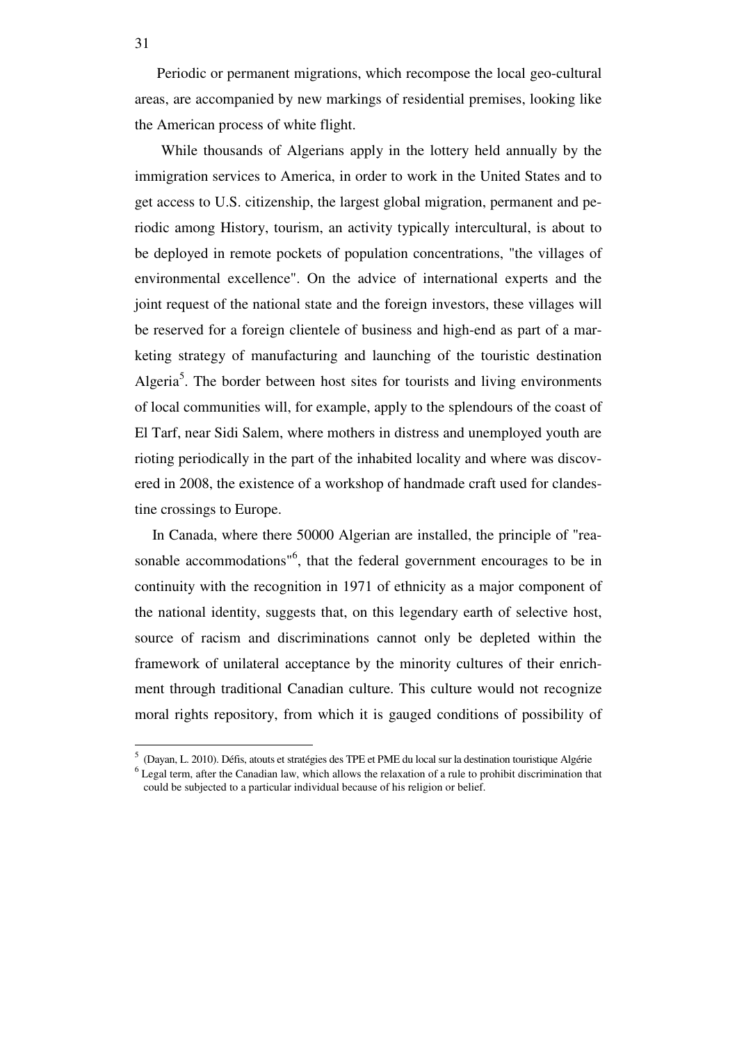Periodic or permanent migrations, which recompose the local geo-cultural areas, are accompanied by new markings of residential premises, looking like the American process of white flight.

While thousands of Algerians apply in the lottery held annually by the immigration services to America, in order to work in the United States and to get access to U.S. citizenship, the largest global migration, permanent and periodic among History, tourism, an activity typically intercultural, is about to be deployed in remote pockets of population concentrations, "the villages of environmental excellence". On the advice of international experts and the joint request of the national state and the foreign investors, these villages will be reserved for a foreign clientele of business and high-end as part of a marketing strategy of manufacturing and launching of the touristic destination Algeria[5]. The border between host sites for tourists and living environments of local communities will, for example, apply to the splendours of the coast of El Tarf, near Sidi Salem, where mothers in distress and unemployed youth are rioting periodically in the part of the inhabited locality and where was discovered in 2008, the existence of a workshop of handmade craft used for clandestine crossings to Europe.

In Canada, where there 50000 Algerian are installed, the principle of "reasonable accommodations"[6], that the federal government encourages to be in continuity with the recognition in 1971 of ethnicity as a major component of the national identity, suggests that, on this legendary earth of selective host, source of racism and discriminations cannot only be depleted within the framework of unilateral acceptance by the minority cultures of their enrichment through traditional Canadian culture. This culture would not recognize moral rights repository, from which it is gauged conditions of possibility of

---

[5] (Dayan, L. 2010). Défis, atouts et stratégies des TPE et PME du local sur la destination touristique Algérie

[6] Legal term, after the Canadian law, which allows the relaxation of a rule to prohibit discrimination that could be subjected to a particular individual because of his religion or belief.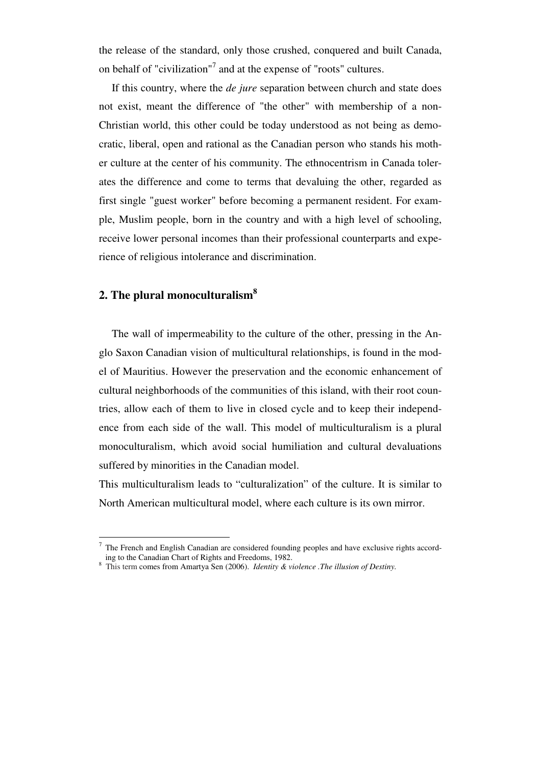the release of the standard, only those crushed, conquered and built Canada, on behalf of "civilization"[7] and at the expense of "roots" cultures.

If this country, where the *de jure* separation between church and state does not exist, meant the difference of "the other" with membership of a non-Christian world, this other could be today understood as not being as democratic, liberal, open and rational as the Canadian person who stands his mother culture at the center of his community. The ethnocentrism in Canada tolerates the difference and come to terms that devaluing the other, regarded as first single "guest worker" before becoming a permanent resident. For example, Muslim people, born in the country and with a high level of schooling, receive lower personal incomes than their professional counterparts and experience of religious intolerance and discrimination.

## 2. The plural monoculturalism[8]

The wall of impermeability to the culture of the other, pressing in the Anglo Saxon Canadian vision of multicultural relationships, is found in the model of Mauritius. However the preservation and the economic enhancement of cultural neighborhoods of the communities of this island, with their root countries, allow each of them to live in closed cycle and to keep their independence from each side of the wall. This model of multiculturalism is a plural monoculturalism, which avoid social humiliation and cultural devaluations suffered by minorities in the Canadian model.

This multiculturalism leads to "culturalization" of the culture. It is similar to North American multicultural model, where each culture is its own mirror.

---

[7] The French and English Canadian are considered founding peoples and have exclusive rights according to the Canadian Chart of Rights and Freedoms, 1982.

[8] This term comes from Amartya Sen (2006). *Identity & violence .The illusion of Destiny.*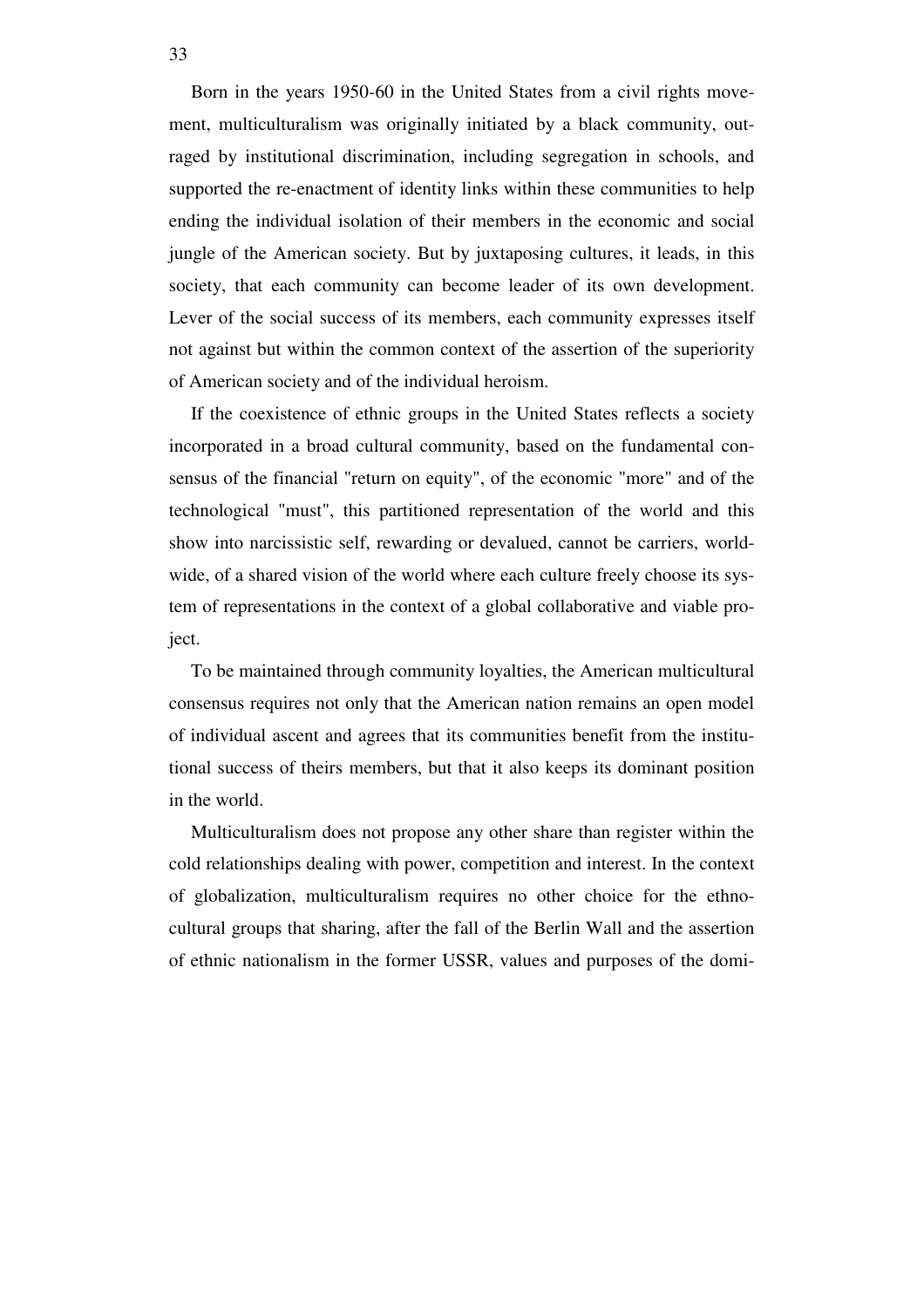Born in the years 1950-60 in the United States from a civil rights movement, multiculturalism was originally initiated by a black community, outraged by institutional discrimination, including segregation in schools, and supported the re-enactment of identity links within these communities to help ending the individual isolation of their members in the economic and social jungle of the American society. But by juxtaposing cultures, it leads, in this society, that each community can become leader of its own development. Lever of the social success of its members, each community expresses itself not against but within the common context of the assertion of the superiority of American society and of the individual heroism.

If the coexistence of ethnic groups in the United States reflects a society incorporated in a broad cultural community, based on the fundamental consensus of the financial "return on equity", of the economic "more" and of the technological "must", this partitioned representation of the world and this show into narcissistic self, rewarding or devalued, cannot be carriers, worldwide, of a shared vision of the world where each culture freely choose its system of representations in the context of a global collaborative and viable project.

To be maintained through community loyalties, the American multicultural consensus requires not only that the American nation remains an open model of individual ascent and agrees that its communities benefit from the institutional success of theirs members, but that it also keeps its dominant position in the world.

Multiculturalism does not propose any other share than register within the cold relationships dealing with power, competition and interest. In the context of globalization, multiculturalism requires no other choice for the ethno-cultural groups that sharing, after the fall of the Berlin Wall and the assertion of ethnic nationalism in the former USSR, values and purposes of the domi-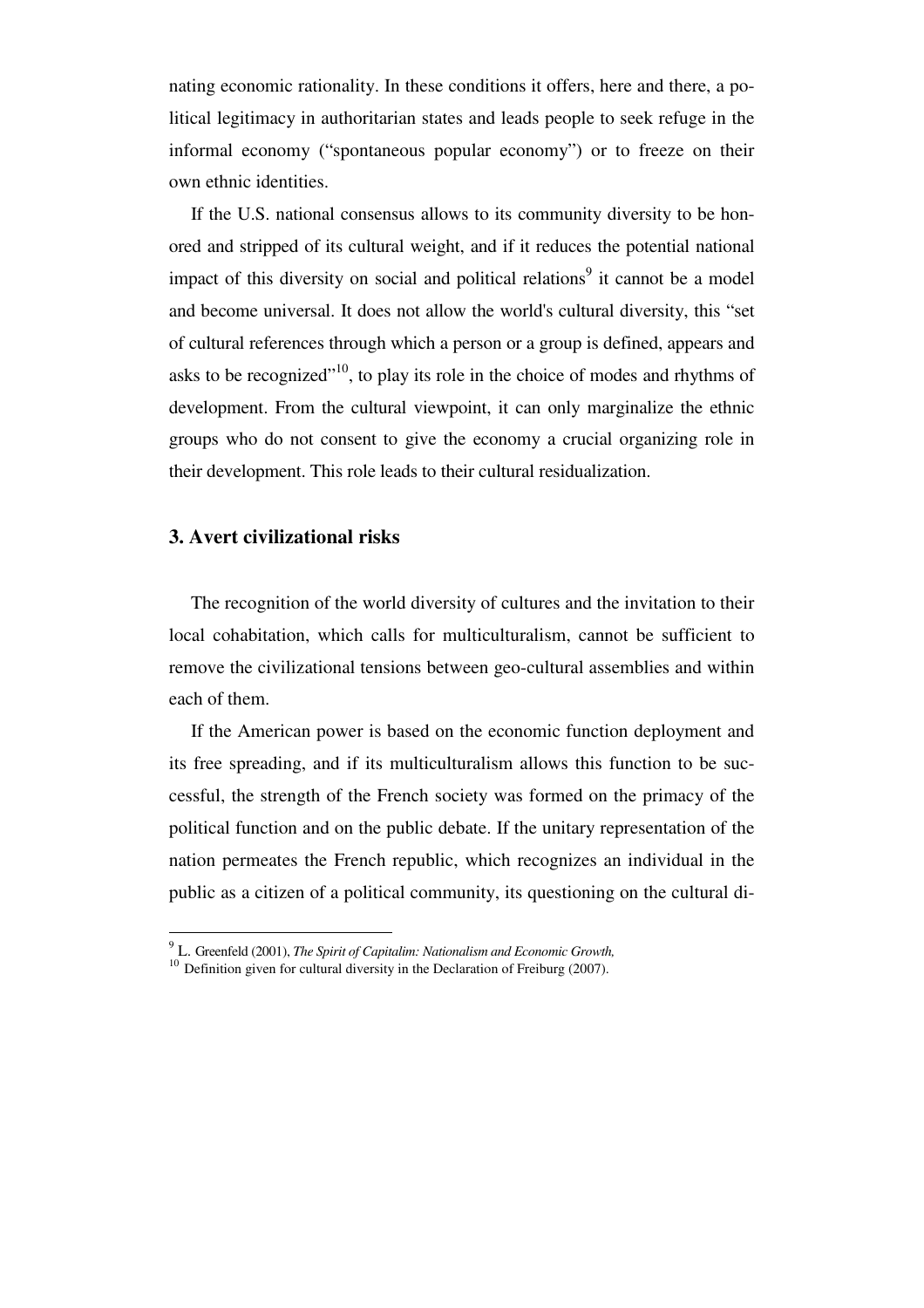nating economic rationality. In these conditions it offers, here and there, a political legitimacy in authoritarian states and leads people to seek refuge in the informal economy ("spontaneous popular economy") or to freeze on their own ethnic identities.

If the U.S. national consensus allows to its community diversity to be honored and stripped of its cultural weight, and if it reduces the potential national impact of this diversity on social and political relations[9] it cannot be a model and become universal. It does not allow the world's cultural diversity, this "set of cultural references through which a person or a group is defined, appears and asks to be recognized"[10], to play its role in the choice of modes and rhythms of development. From the cultural viewpoint, it can only marginalize the ethnic groups who do not consent to give the economy a crucial organizing role in their development. This role leads to their cultural residualization.

## 3. Avert civilizational risks

The recognition of the world diversity of cultures and the invitation to their local cohabitation, which calls for multiculturalism, cannot be sufficient to remove the civilizational tensions between geo-cultural assemblies and within each of them.

If the American power is based on the economic function deployment and its free spreading, and if its multiculturalism allows this function to be successful, the strength of the French society was formed on the primacy of the political function and on the public debate. If the unitary representation of the nation permeates the French republic, which recognizes an individual in the public as a citizen of a political community, its questioning on the cultural di-

---

[9] L. Greenfeld (2001), *The Spirit of Capitalim: Nationalism and Economic Growth,*

[10] Definition given for cultural diversity in the Declaration of Freiburg (2007).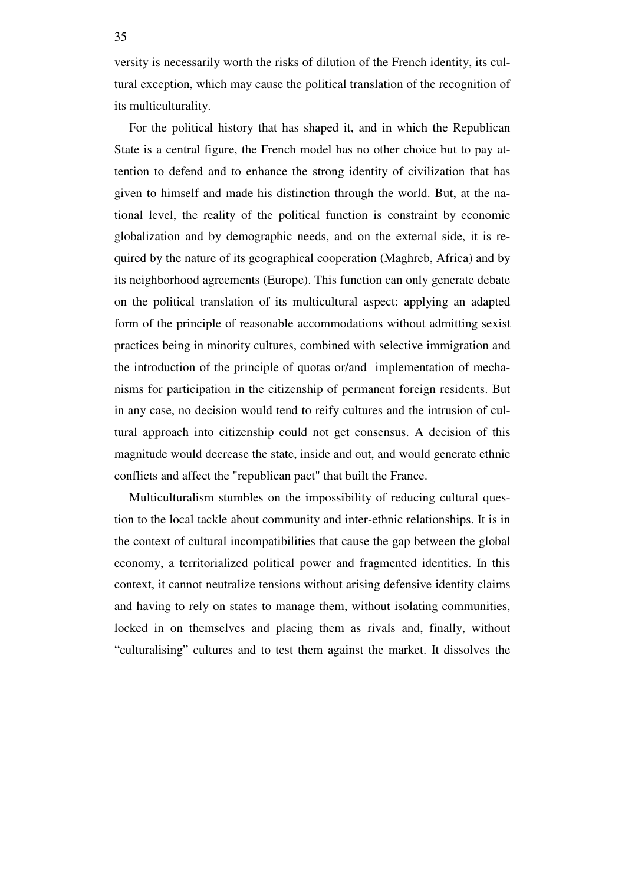versity is necessarily worth the risks of dilution of the French identity, its cultural exception, which may cause the political translation of the recognition of its multiculturality.

For the political history that has shaped it, and in which the Republican State is a central figure, the French model has no other choice but to pay attention to defend and to enhance the strong identity of civilization that has given to himself and made his distinction through the world. But, at the national level, the reality of the political function is constraint by economic globalization and by demographic needs, and on the external side, it is required by the nature of its geographical cooperation (Maghreb, Africa) and by its neighborhood agreements (Europe). This function can only generate debate on the political translation of its multicultural aspect: applying an adapted form of the principle of reasonable accommodations without admitting sexist practices being in minority cultures, combined with selective immigration and the introduction of the principle of quotas or/and implementation of mechanisms for participation in the citizenship of permanent foreign residents. But in any case, no decision would tend to reify cultures and the intrusion of cultural approach into citizenship could not get consensus. A decision of this magnitude would decrease the state, inside and out, and would generate ethnic conflicts and affect the "republican pact" that built the France.

Multiculturalism stumbles on the impossibility of reducing cultural question to the local tackle about community and inter-ethnic relationships. It is in the context of cultural incompatibilities that cause the gap between the global economy, a territorialized political power and fragmented identities. In this context, it cannot neutralize tensions without arising defensive identity claims and having to rely on states to manage them, without isolating communities, locked in on themselves and placing them as rivals and, finally, without "culturalising" cultures and to test them against the market. It dissolves the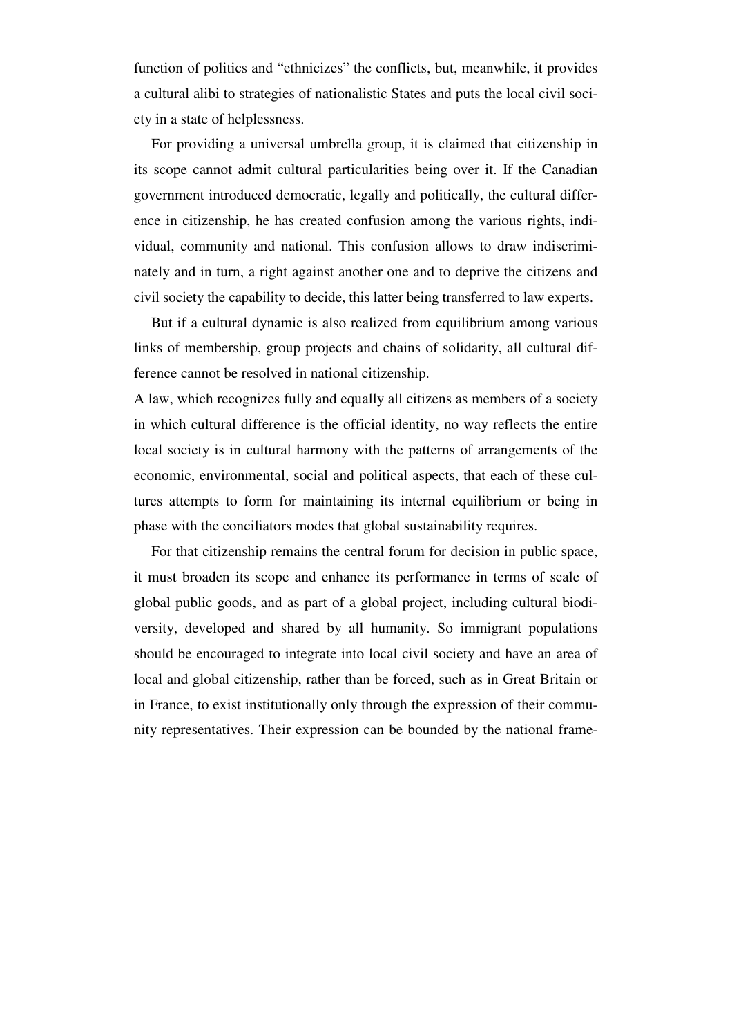function of politics and "ethnicizes" the conflicts, but, meanwhile, it provides a cultural alibi to strategies of nationalistic States and puts the local civil society in a state of helplessness.

For providing a universal umbrella group, it is claimed that citizenship in its scope cannot admit cultural particularities being over it. If the Canadian government introduced democratic, legally and politically, the cultural difference in citizenship, he has created confusion among the various rights, individual, community and national. This confusion allows to draw indiscriminately and in turn, a right against another one and to deprive the citizens and civil society the capability to decide, this latter being transferred to law experts.

But if a cultural dynamic is also realized from equilibrium among various links of membership, group projects and chains of solidarity, all cultural difference cannot be resolved in national citizenship.

A law, which recognizes fully and equally all citizens as members of a society in which cultural difference is the official identity, no way reflects the entire local society is in cultural harmony with the patterns of arrangements of the economic, environmental, social and political aspects, that each of these cultures attempts to form for maintaining its internal equilibrium or being in phase with the conciliators modes that global sustainability requires.

For that citizenship remains the central forum for decision in public space, it must broaden its scope and enhance its performance in terms of scale of global public goods, and as part of a global project, including cultural biodiversity, developed and shared by all humanity. So immigrant populations should be encouraged to integrate into local civil society and have an area of local and global citizenship, rather than be forced, such as in Great Britain or in France, to exist institutionally only through the expression of their community representatives. Their expression can be bounded by the national frame-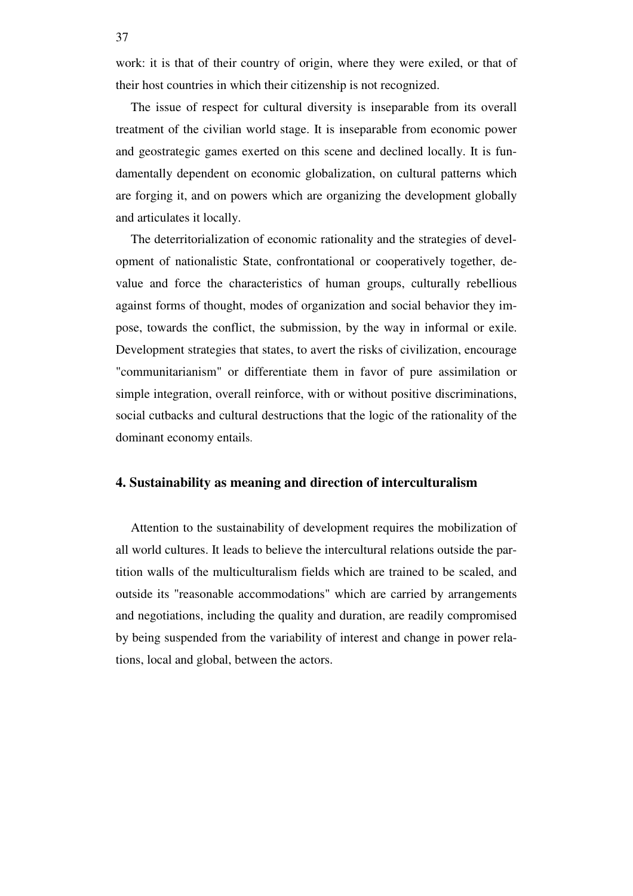work: it is that of their country of origin, where they were exiled, or that of their host countries in which their citizenship is not recognized.

The issue of respect for cultural diversity is inseparable from its overall treatment of the civilian world stage. It is inseparable from economic power and geostrategic games exerted on this scene and declined locally. It is fundamentally dependent on economic globalization, on cultural patterns which are forging it, and on powers which are organizing the development globally and articulates it locally.

The deterritorialization of economic rationality and the strategies of development of nationalistic State, confrontational or cooperatively together, devalue and force the characteristics of human groups, culturally rebellious against forms of thought, modes of organization and social behavior they impose, towards the conflict, the submission, by the way in informal or exile. Development strategies that states, to avert the risks of civilization, encourage "communitarianism" or differentiate them in favor of pure assimilation or simple integration, overall reinforce, with or without positive discriminations, social cutbacks and cultural destructions that the logic of the rationality of the dominant economy entails.

## 4. Sustainability as meaning and direction of interculturalism

Attention to the sustainability of development requires the mobilization of all world cultures. It leads to believe the intercultural relations outside the partition walls of the multiculturalism fields which are trained to be scaled, and outside its "reasonable accommodations" which are carried by arrangements and negotiations, including the quality and duration, are readily compromised by being suspended from the variability of interest and change in power relations, local and global, between the actors.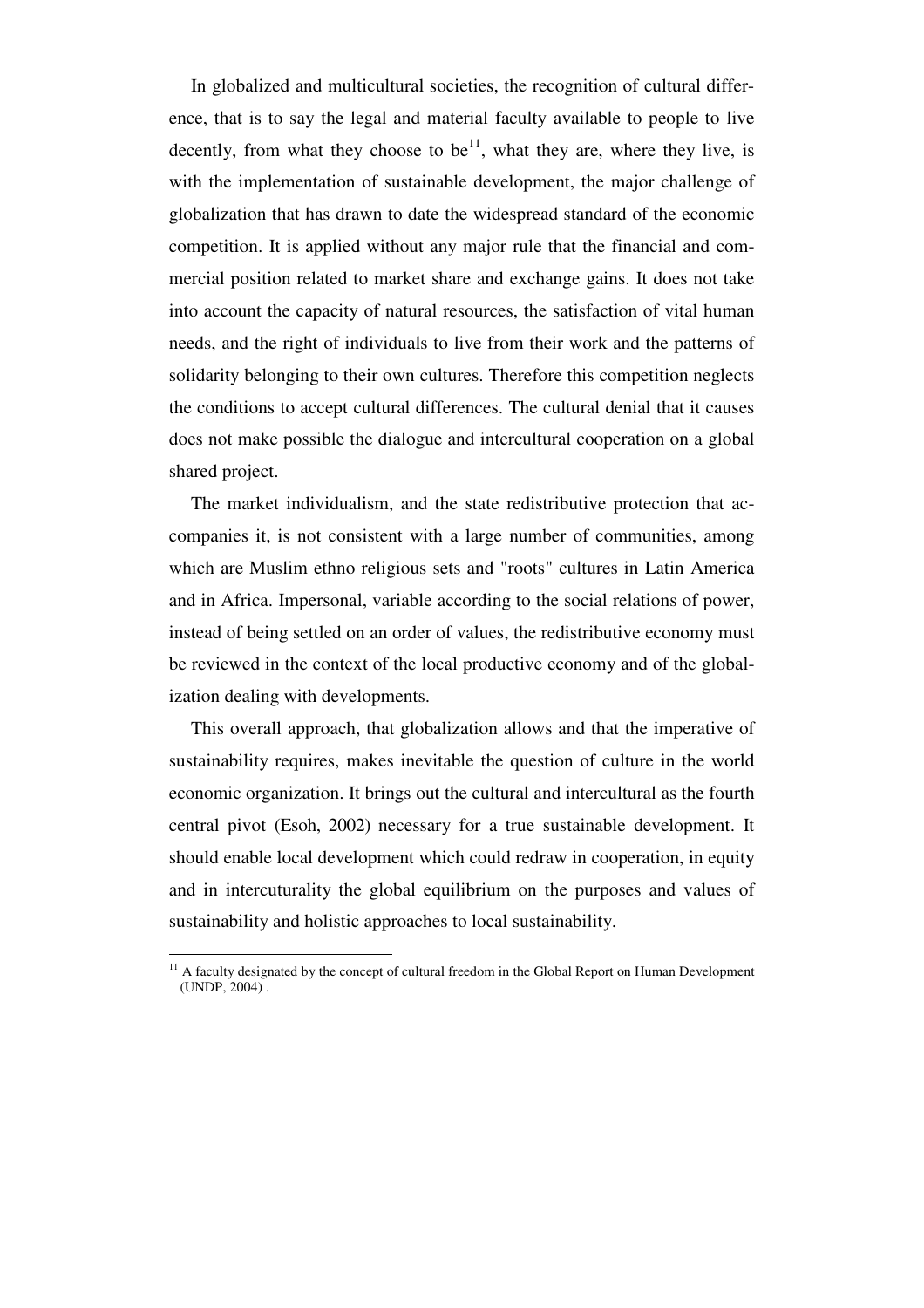In globalized and multicultural societies, the recognition of cultural difference, that is to say the legal and material faculty available to people to live decently, from what they choose to be[11], what they are, where they live, is with the implementation of sustainable development, the major challenge of globalization that has drawn to date the widespread standard of the economic competition. It is applied without any major rule that the financial and commercial position related to market share and exchange gains. It does not take into account the capacity of natural resources, the satisfaction of vital human needs, and the right of individuals to live from their work and the patterns of solidarity belonging to their own cultures. Therefore this competition neglects the conditions to accept cultural differences. The cultural denial that it causes does not make possible the dialogue and intercultural cooperation on a global shared project.

The market individualism, and the state redistributive protection that accompanies it, is not consistent with a large number of communities, among which are Muslim ethno religious sets and "roots" cultures in Latin America and in Africa. Impersonal, variable according to the social relations of power, instead of being settled on an order of values, the redistributive economy must be reviewed in the context of the local productive economy and of the globalization dealing with developments.

This overall approach, that globalization allows and that the imperative of sustainability requires, makes inevitable the question of culture in the world economic organization. It brings out the cultural and intercultural as the fourth central pivot (Esoh, 2002) necessary for a true sustainable development. It should enable local development which could redraw in cooperation, in equity and in intercuturality the global equilibrium on the purposes and values of sustainability and holistic approaches to local sustainability.

[11] A faculty designated by the concept of cultural freedom in the Global Report on Human Development (UNDP, 2004) .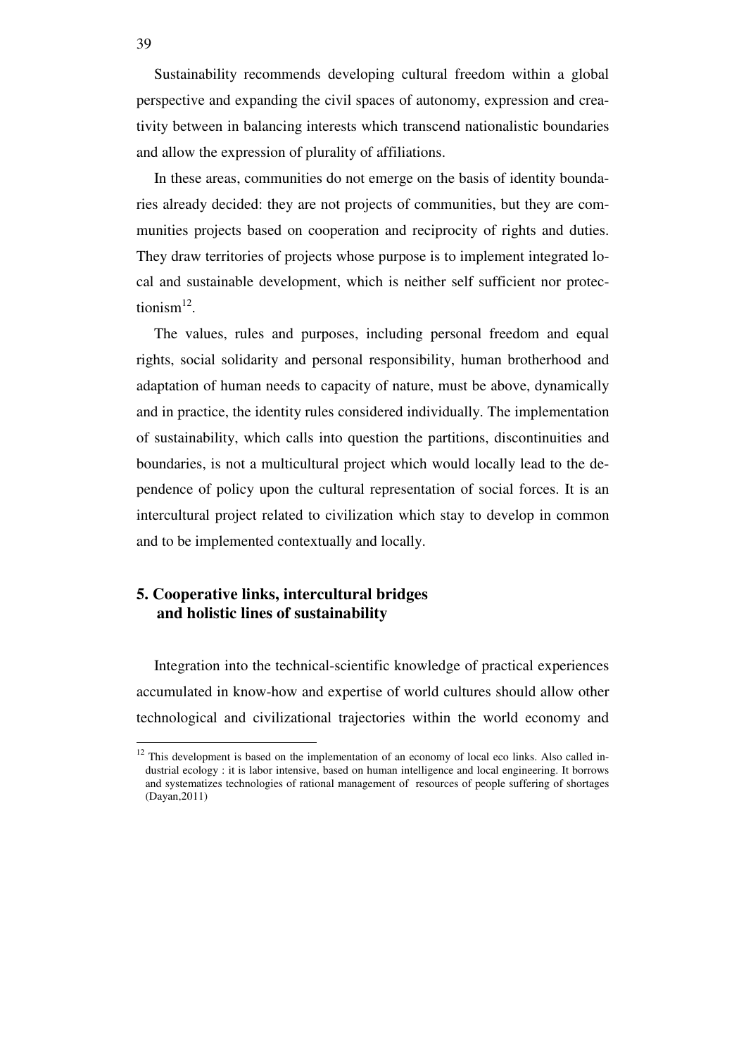Sustainability recommends developing cultural freedom within a global perspective and expanding the civil spaces of autonomy, expression and creativity between in balancing interests which transcend nationalistic boundaries and allow the expression of plurality of affiliations.

In these areas, communities do not emerge on the basis of identity boundaries already decided: they are not projects of communities, but they are communities projects based on cooperation and reciprocity of rights and duties. They draw territories of projects whose purpose is to implement integrated local and sustainable development, which is neither self sufficient nor protectionism[12].

The values, rules and purposes, including personal freedom and equal rights, social solidarity and personal responsibility, human brotherhood and adaptation of human needs to capacity of nature, must be above, dynamically and in practice, the identity rules considered individually. The implementation of sustainability, which calls into question the partitions, discontinuities and boundaries, is not a multicultural project which would locally lead to the dependence of policy upon the cultural representation of social forces. It is an intercultural project related to civilization which stay to develop in common and to be implemented contextually and locally.

## 5. Cooperative links, intercultural bridges and holistic lines of sustainability

Integration into the technical-scientific knowledge of practical experiences accumulated in know-how and expertise of world cultures should allow other technological and civilizational trajectories within the world economy and

---

[12] This development is based on the implementation of an economy of local eco links. Also called industrial ecology : it is labor intensive, based on human intelligence and local engineering. It borrows and systematizes technologies of rational management of resources of people suffering of shortages (Dayan,2011)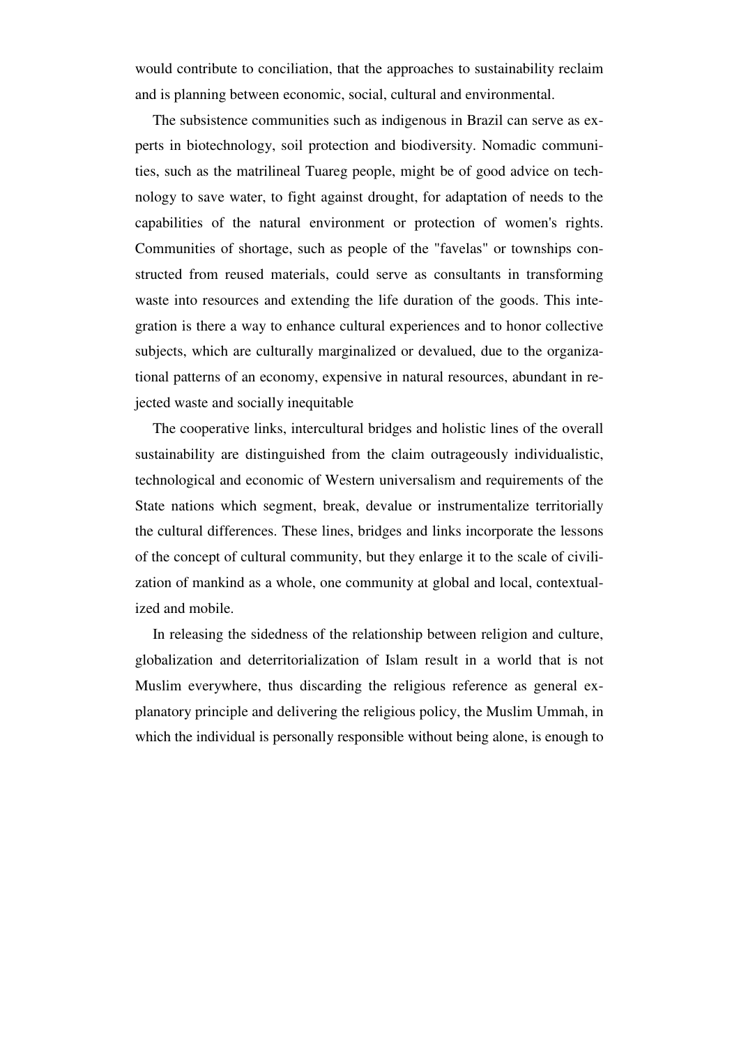would contribute to conciliation, that the approaches to sustainability reclaim and is planning between economic, social, cultural and environmental.

The subsistence communities such as indigenous in Brazil can serve as experts in biotechnology, soil protection and biodiversity. Nomadic communities, such as the matrilineal Tuareg people, might be of good advice on technology to save water, to fight against drought, for adaptation of needs to the capabilities of the natural environment or protection of women's rights. Communities of shortage, such as people of the "favelas" or townships constructed from reused materials, could serve as consultants in transforming waste into resources and extending the life duration of the goods. This integration is there a way to enhance cultural experiences and to honor collective subjects, which are culturally marginalized or devalued, due to the organizational patterns of an economy, expensive in natural resources, abundant in rejected waste and socially inequitable

The cooperative links, intercultural bridges and holistic lines of the overall sustainability are distinguished from the claim outrageously individualistic, technological and economic of Western universalism and requirements of the State nations which segment, break, devalue or instrumentalize territorially the cultural differences. These lines, bridges and links incorporate the lessons of the concept of cultural community, but they enlarge it to the scale of civilization of mankind as a whole, one community at global and local, contextualized and mobile.

In releasing the sidedness of the relationship between religion and culture, globalization and deterritorialization of Islam result in a world that is not Muslim everywhere, thus discarding the religious reference as general explanatory principle and delivering the religious policy, the Muslim Ummah, in which the individual is personally responsible without being alone, is enough to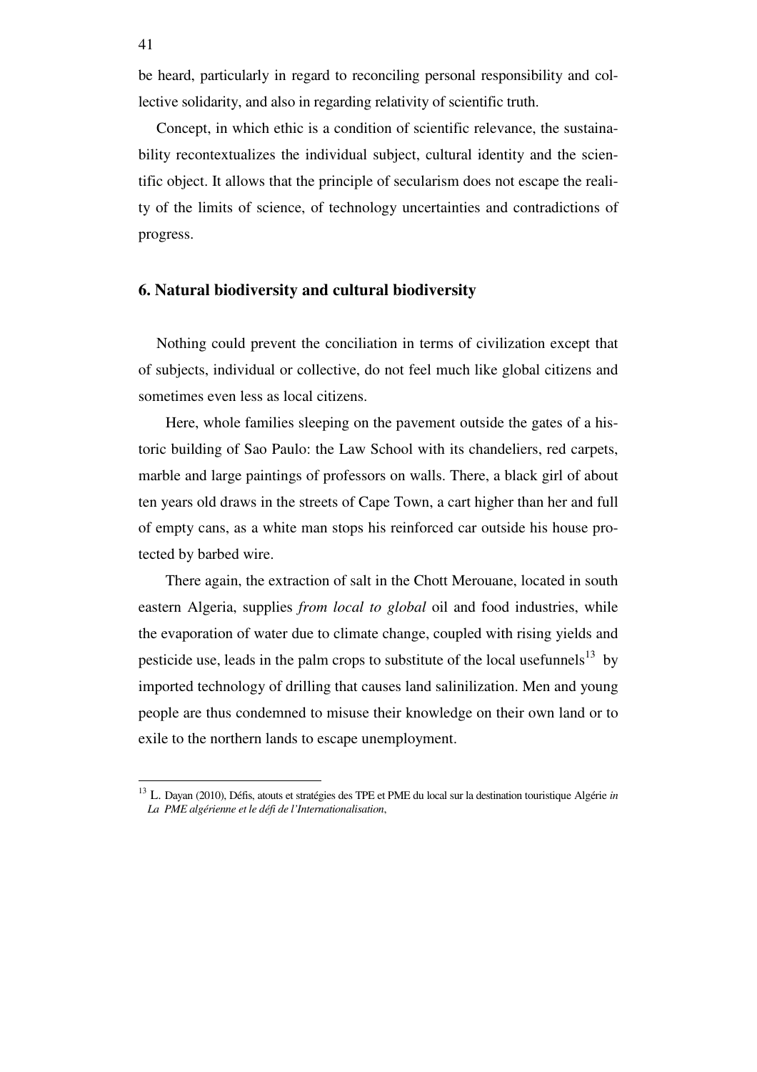be heard, particularly in regard to reconciling personal responsibility and collective solidarity, and also in regarding relativity of scientific truth.

Concept, in which ethic is a condition of scientific relevance, the sustainability recontextualizes the individual subject, cultural identity and the scientific object. It allows that the principle of secularism does not escape the reality of the limits of science, of technology uncertainties and contradictions of progress.

## 6. Natural biodiversity and cultural biodiversity

Nothing could prevent the conciliation in terms of civilization except that of subjects, individual or collective, do not feel much like global citizens and sometimes even less as local citizens.

Here, whole families sleeping on the pavement outside the gates of a historic building of Sao Paulo: the Law School with its chandeliers, red carpets, marble and large paintings of professors on walls. There, a black girl of about ten years old draws in the streets of Cape Town, a cart higher than her and full of empty cans, as a white man stops his reinforced car outside his house protected by barbed wire.

There again, the extraction of salt in the Chott Merouane, located in south eastern Algeria, supplies *from local to global* oil and food industries, while the evaporation of water due to climate change, coupled with rising yields and pesticide use, leads in the palm crops to substitute of the local usefunnels[13] by imported technology of drilling that causes land salinilization. Men and young people are thus condemned to misuse their knowledge on their own land or to exile to the northern lands to escape unemployment.

---

[13] L. Dayan (2010), Défis, atouts et stratégies des TPE et PME du local sur la destination touristique Algérie *in La PME algérienne et le défi de l'Internationalisation*,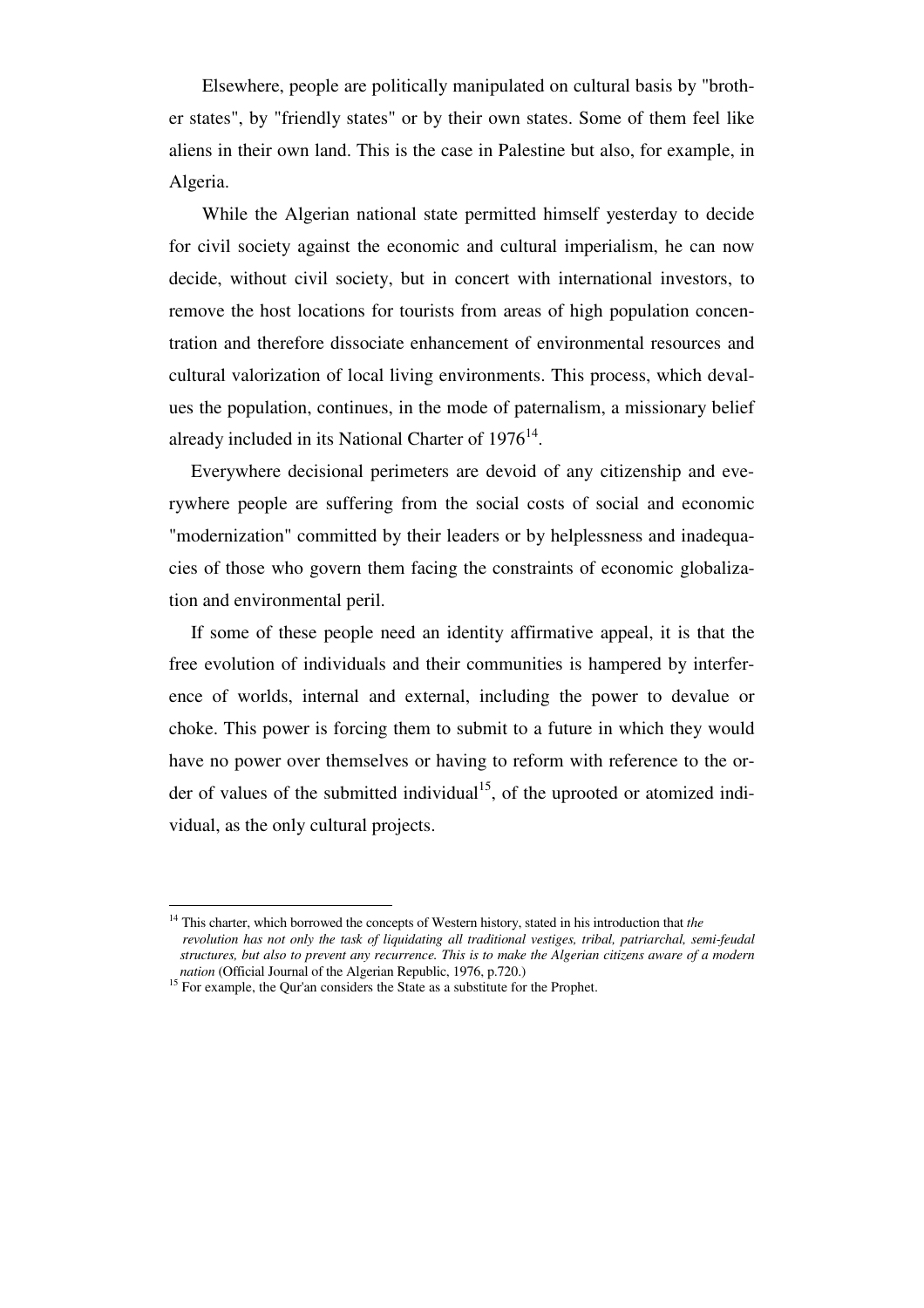Elsewhere, people are politically manipulated on cultural basis by "brother states", by "friendly states" or by their own states. Some of them feel like aliens in their own land. This is the case in Palestine but also, for example, in Algeria.

While the Algerian national state permitted himself yesterday to decide for civil society against the economic and cultural imperialism, he can now decide, without civil society, but in concert with international investors, to remove the host locations for tourists from areas of high population concentration and therefore dissociate enhancement of environmental resources and cultural valorization of local living environments. This process, which devalues the population, continues, in the mode of paternalism, a missionary belief already included in its National Charter of 1976[14].

Everywhere decisional perimeters are devoid of any citizenship and everywhere people are suffering from the social costs of social and economic "modernization" committed by their leaders or by helplessness and inadequacies of those who govern them facing the constraints of economic globalization and environmental peril.

If some of these people need an identity affirmative appeal, it is that the free evolution of individuals and their communities is hampered by interference of worlds, internal and external, including the power to devalue or choke. This power is forcing them to submit to a future in which they would have no power over themselves or having to reform with reference to the order of values of the submitted individual[15], of the uprooted or atomized individual, as the only cultural projects.

---

[14] This charter, which borrowed the concepts of Western history, stated in his introduction that *the revolution has not only the task of liquidating all traditional vestiges, tribal, patriarchal, semi-feudal structures, but also to prevent any recurrence. This is to make the Algerian citizens aware of a modern nation* (Official Journal of the Algerian Republic, 1976, p.720.)

[15] For example, the Qur'an considers the State as a substitute for the Prophet.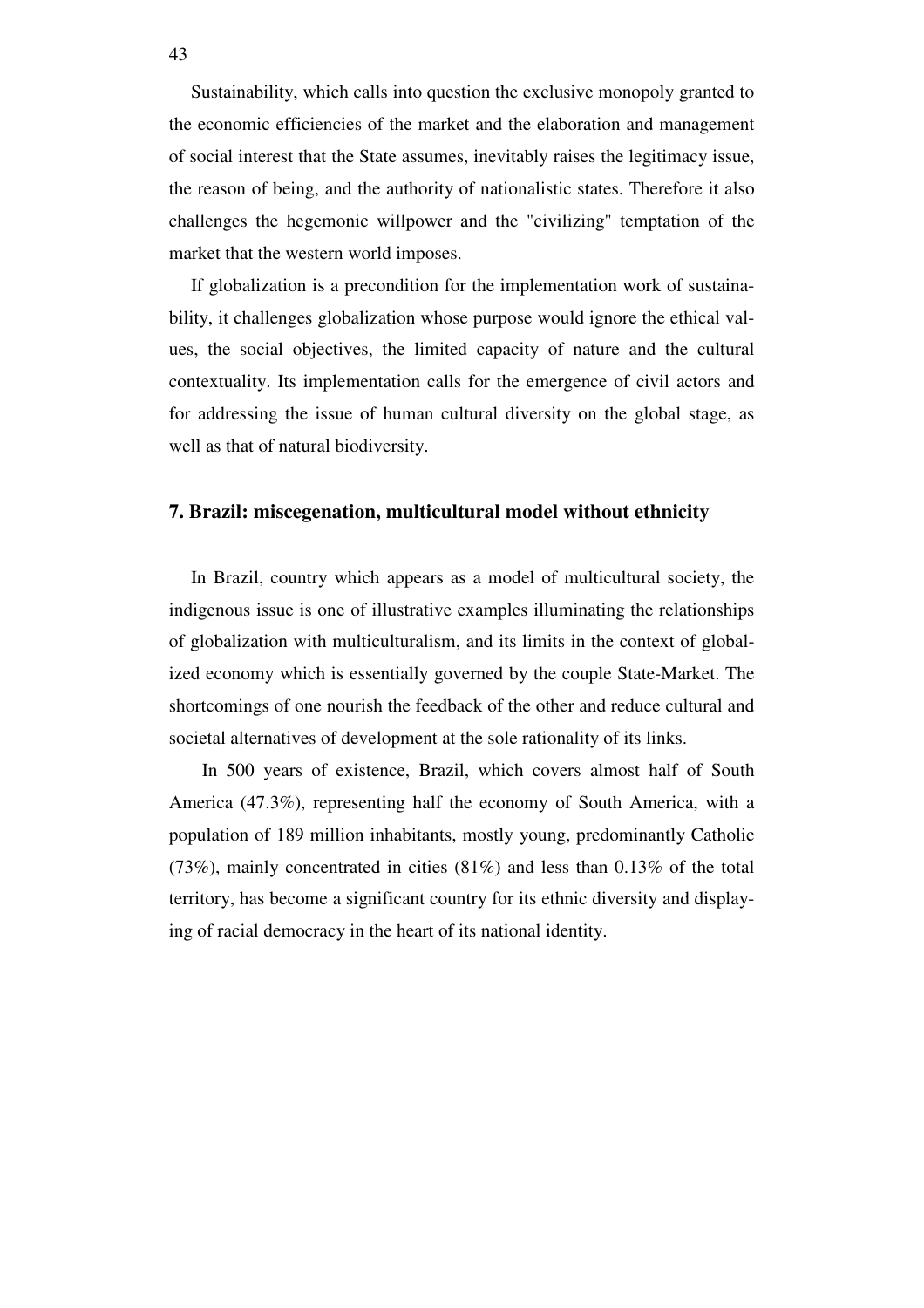Sustainability, which calls into question the exclusive monopoly granted to the economic efficiencies of the market and the elaboration and management of social interest that the State assumes, inevitably raises the legitimacy issue, the reason of being, and the authority of nationalistic states. Therefore it also challenges the hegemonic willpower and the "civilizing" temptation of the market that the western world imposes.

If globalization is a precondition for the implementation work of sustainability, it challenges globalization whose purpose would ignore the ethical values, the social objectives, the limited capacity of nature and the cultural contextuality. Its implementation calls for the emergence of civil actors and for addressing the issue of human cultural diversity on the global stage, as well as that of natural biodiversity.

## 7. Brazil: miscegenation, multicultural model without ethnicity

In Brazil, country which appears as a model of multicultural society, the indigenous issue is one of illustrative examples illuminating the relationships of globalization with multiculturalism, and its limits in the context of globalized economy which is essentially governed by the couple State-Market. The shortcomings of one nourish the feedback of the other and reduce cultural and societal alternatives of development at the sole rationality of its links.

In 500 years of existence, Brazil, which covers almost half of South America (47.3%), representing half the economy of South America, with a population of 189 million inhabitants, mostly young, predominantly Catholic (73%), mainly concentrated in cities (81%) and less than 0.13% of the total territory, has become a significant country for its ethnic diversity and displaying of racial democracy in the heart of its national identity.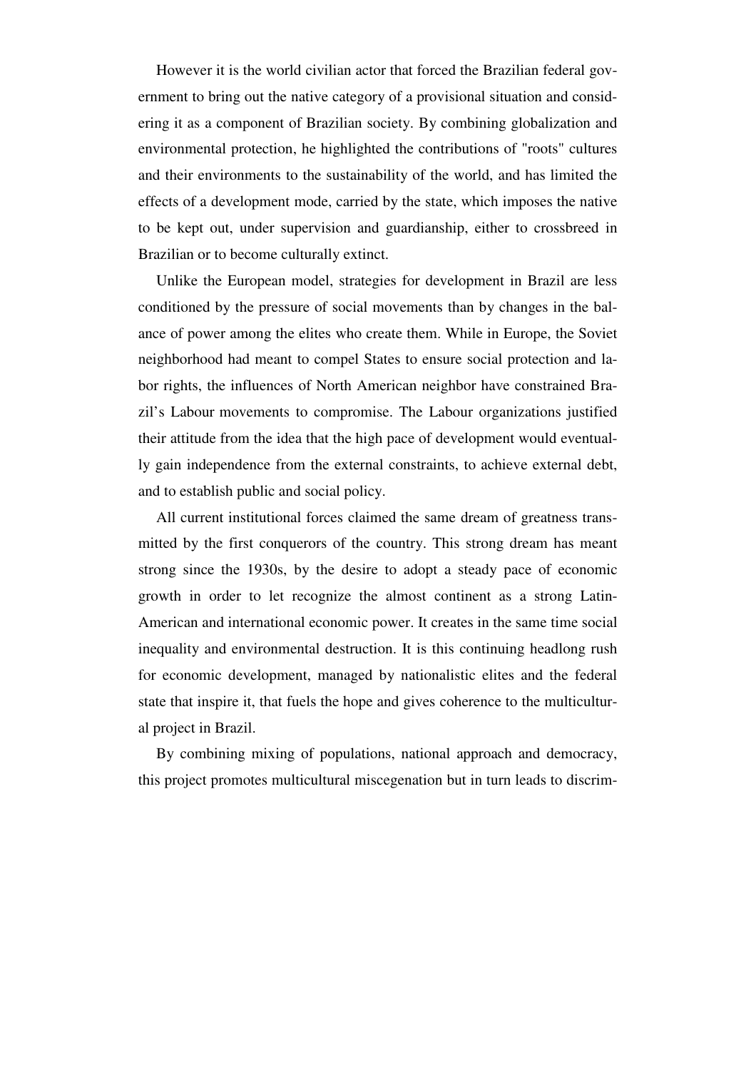However it is the world civilian actor that forced the Brazilian federal government to bring out the native category of a provisional situation and considering it as a component of Brazilian society. By combining globalization and environmental protection, he highlighted the contributions of "roots" cultures and their environments to the sustainability of the world, and has limited the effects of a development mode, carried by the state, which imposes the native to be kept out, under supervision and guardianship, either to crossbreed in Brazilian or to become culturally extinct.

Unlike the European model, strategies for development in Brazil are less conditioned by the pressure of social movements than by changes in the balance of power among the elites who create them. While in Europe, the Soviet neighborhood had meant to compel States to ensure social protection and labor rights, the influences of North American neighbor have constrained Brazil's Labour movements to compromise. The Labour organizations justified their attitude from the idea that the high pace of development would eventually gain independence from the external constraints, to achieve external debt, and to establish public and social policy.

All current institutional forces claimed the same dream of greatness transmitted by the first conquerors of the country. This strong dream has meant strong since the 1930s, by the desire to adopt a steady pace of economic growth in order to let recognize the almost continent as a strong Latin-American and international economic power. It creates in the same time social inequality and environmental destruction. It is this continuing headlong rush for economic development, managed by nationalistic elites and the federal state that inspire it, that fuels the hope and gives coherence to the multicultural project in Brazil.

By combining mixing of populations, national approach and democracy, this project promotes multicultural miscegenation but in turn leads to discrim-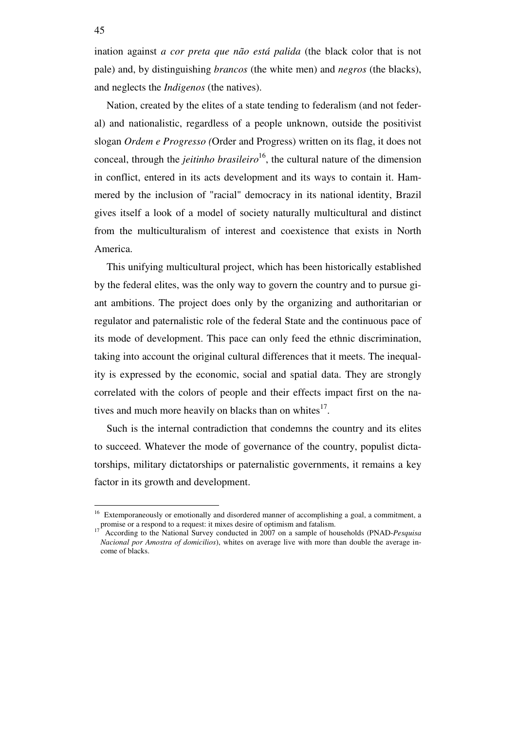ination against *a cor preta que não está palida* (the black color that is not pale) and, by distinguishing *brancos* (the white men) and *negros* (the blacks), and neglects the *Indigenos* (the natives).

Nation, created by the elites of a state tending to federalism (and not federal) and nationalistic, regardless of a people unknown, outside the positivist slogan *Ordem e Progresso* (Order and Progress) written on its flag, it does not conceal, through the *jeitinho brasileiro*[16], the cultural nature of the dimension in conflict, entered in its acts development and its ways to contain it. Hammered by the inclusion of "racial" democracy in its national identity, Brazil gives itself a look of a model of society naturally multicultural and distinct from the multiculturalism of interest and coexistence that exists in North America.

This unifying multicultural project, which has been historically established by the federal elites, was the only way to govern the country and to pursue giant ambitions. The project does only by the organizing and authoritarian or regulator and paternalistic role of the federal State and the continuous pace of its mode of development. This pace can only feed the ethnic discrimination, taking into account the original cultural differences that it meets. The inequality is expressed by the economic, social and spatial data. They are strongly correlated with the colors of people and their effects impact first on the natives and much more heavily on blacks than on whites[17].

Such is the internal contradiction that condemns the country and its elites to succeed. Whatever the mode of governance of the country, populist dictatorships, military dictatorships or paternalistic governments, it remains a key factor in its growth and development.

---

[16] Extemporaneously or emotionally and disordered manner of accomplishing a goal, a commitment, a promise or a respond to a request: it mixes desire of optimism and fatalism.

[17] According to the National Survey conducted in 2007 on a sample of households (PNAD-*Pesquisa Nacional por Amostra of domicilios*), whites on average live with more than double the average income of blacks.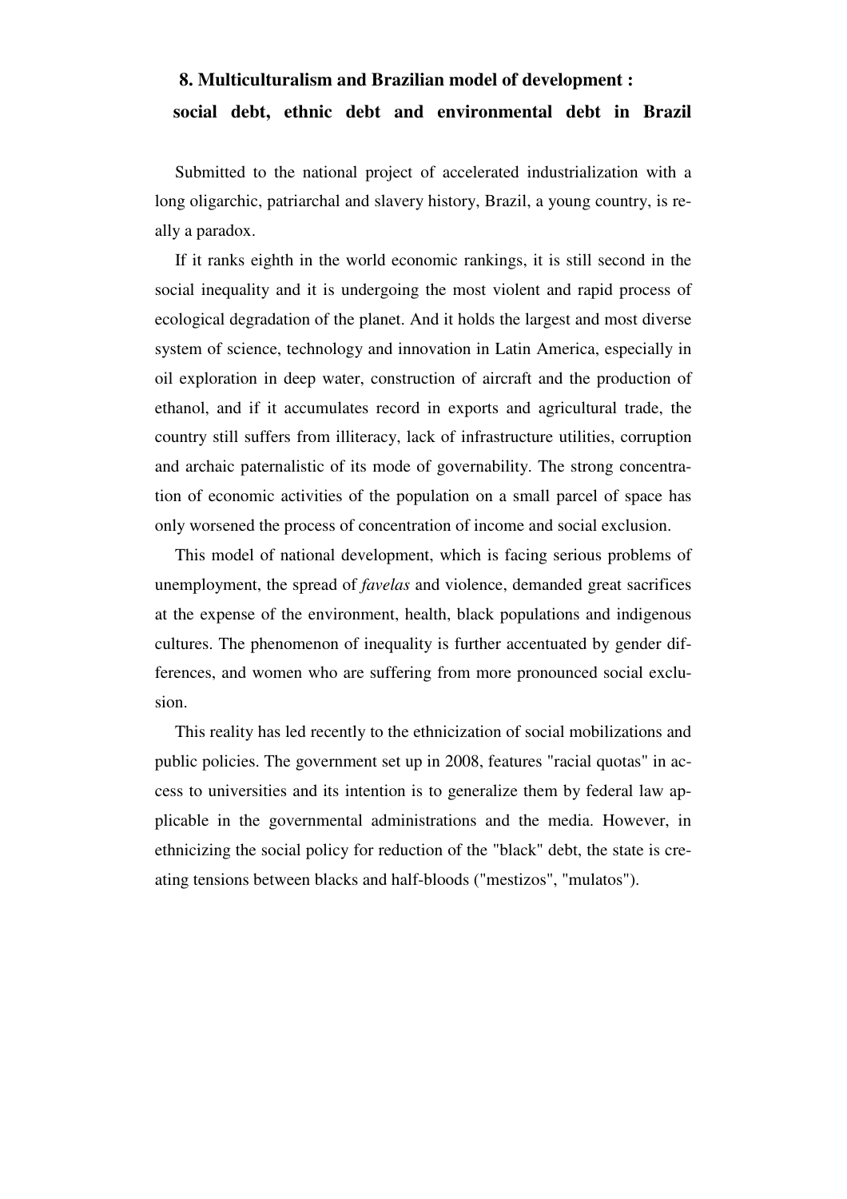## 8. Multiculturalism and Brazilian model of development : social debt, ethnic debt and environmental debt in Brazil

Submitted to the national project of accelerated industrialization with a long oligarchic, patriarchal and slavery history, Brazil, a young country, is really a paradox.

If it ranks eighth in the world economic rankings, it is still second in the social inequality and it is undergoing the most violent and rapid process of ecological degradation of the planet. And it holds the largest and most diverse system of science, technology and innovation in Latin America, especially in oil exploration in deep water, construction of aircraft and the production of ethanol, and if it accumulates record in exports and agricultural trade, the country still suffers from illiteracy, lack of infrastructure utilities, corruption and archaic paternalistic of its mode of governability. The strong concentration of economic activities of the population on a small parcel of space has only worsened the process of concentration of income and social exclusion.

This model of national development, which is facing serious problems of unemployment, the spread of *favelas* and violence, demanded great sacrifices at the expense of the environment, health, black populations and indigenous cultures. The phenomenon of inequality is further accentuated by gender differences, and women who are suffering from more pronounced social exclusion.

This reality has led recently to the ethnicization of social mobilizations and public policies. The government set up in 2008, features "racial quotas" in access to universities and its intention is to generalize them by federal law applicable in the governmental administrations and the media. However, in ethnicizing the social policy for reduction of the "black" debt, the state is creating tensions between blacks and half-bloods ("mestizos", "mulatos").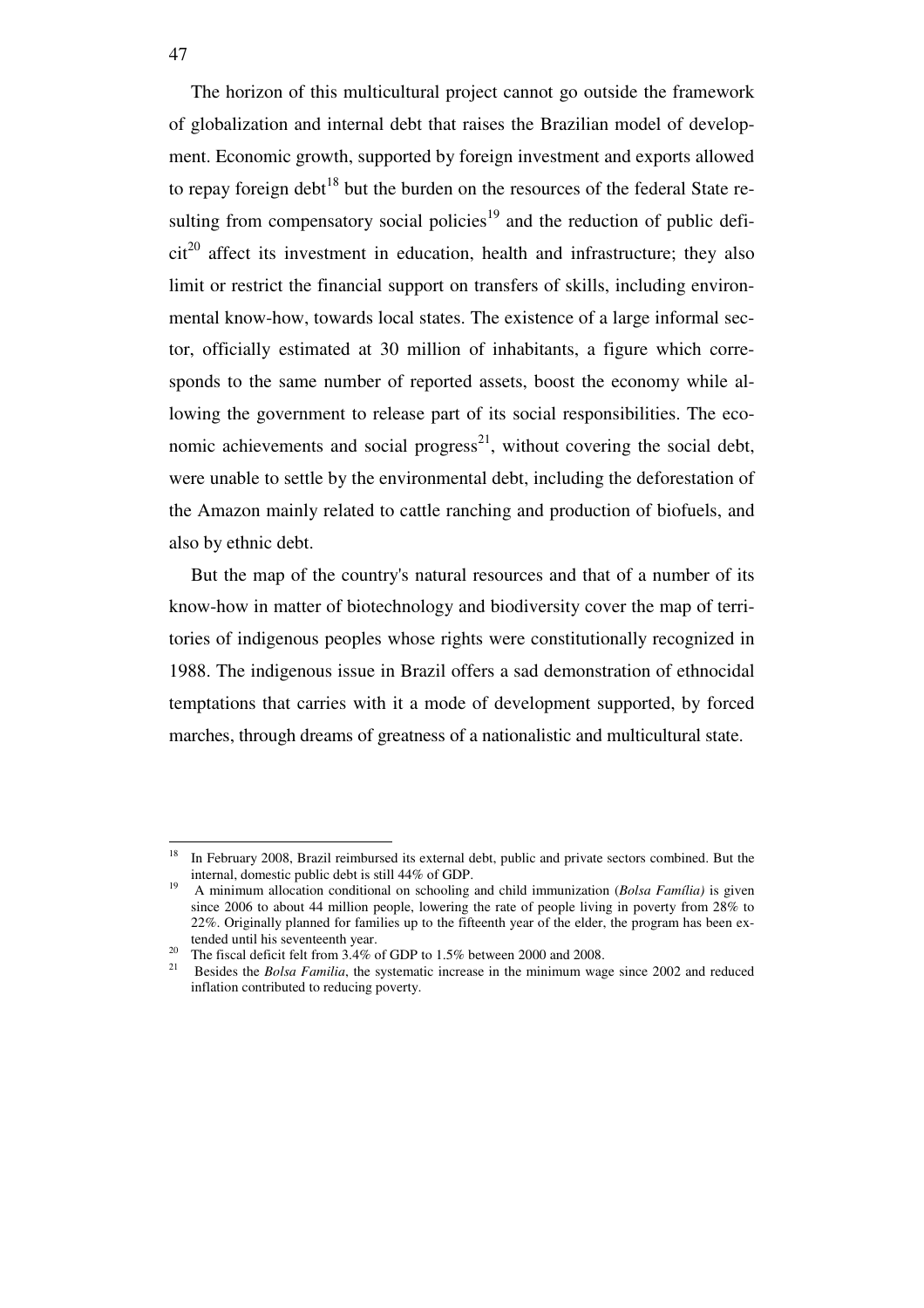The horizon of this multicultural project cannot go outside the framework of globalization and internal debt that raises the Brazilian model of development. Economic growth, supported by foreign investment and exports allowed to repay foreign debt[18] but the burden on the resources of the federal State resulting from compensatory social policies[19] and the reduction of public deficit[20] affect its investment in education, health and infrastructure; they also limit or restrict the financial support on transfers of skills, including environmental know-how, towards local states. The existence of a large informal sector, officially estimated at 30 million of inhabitants, a figure which corresponds to the same number of reported assets, boost the economy while allowing the government to release part of its social responsibilities. The economic achievements and social progress[21], without covering the social debt, were unable to settle by the environmental debt, including the deforestation of the Amazon mainly related to cattle ranching and production of biofuels, and also by ethnic debt.

But the map of the country's natural resources and that of a number of its know-how in matter of biotechnology and biodiversity cover the map of territories of indigenous peoples whose rights were constitutionally recognized in 1988. The indigenous issue in Brazil offers a sad demonstration of ethnocidal temptations that carries with it a mode of development supported, by forced marches, through dreams of greatness of a nationalistic and multicultural state.

---

[18] In February 2008, Brazil reimbursed its external debt, public and private sectors combined. But the internal, domestic public debt is still 44% of GDP.

[19] A minimum allocation conditional on schooling and child immunization (*Bolsa Família)* is given since 2006 to about 44 million people, lowering the rate of people living in poverty from 28% to 22%. Originally planned for families up to the fifteenth year of the elder, the program has been extended until his seventeenth year.

[20] The fiscal deficit felt from 3.4% of GDP to 1.5% between 2000 and 2008.

[21] Besides the *Bolsa Familia*, the systematic increase in the minimum wage since 2002 and reduced inflation contributed to reducing poverty.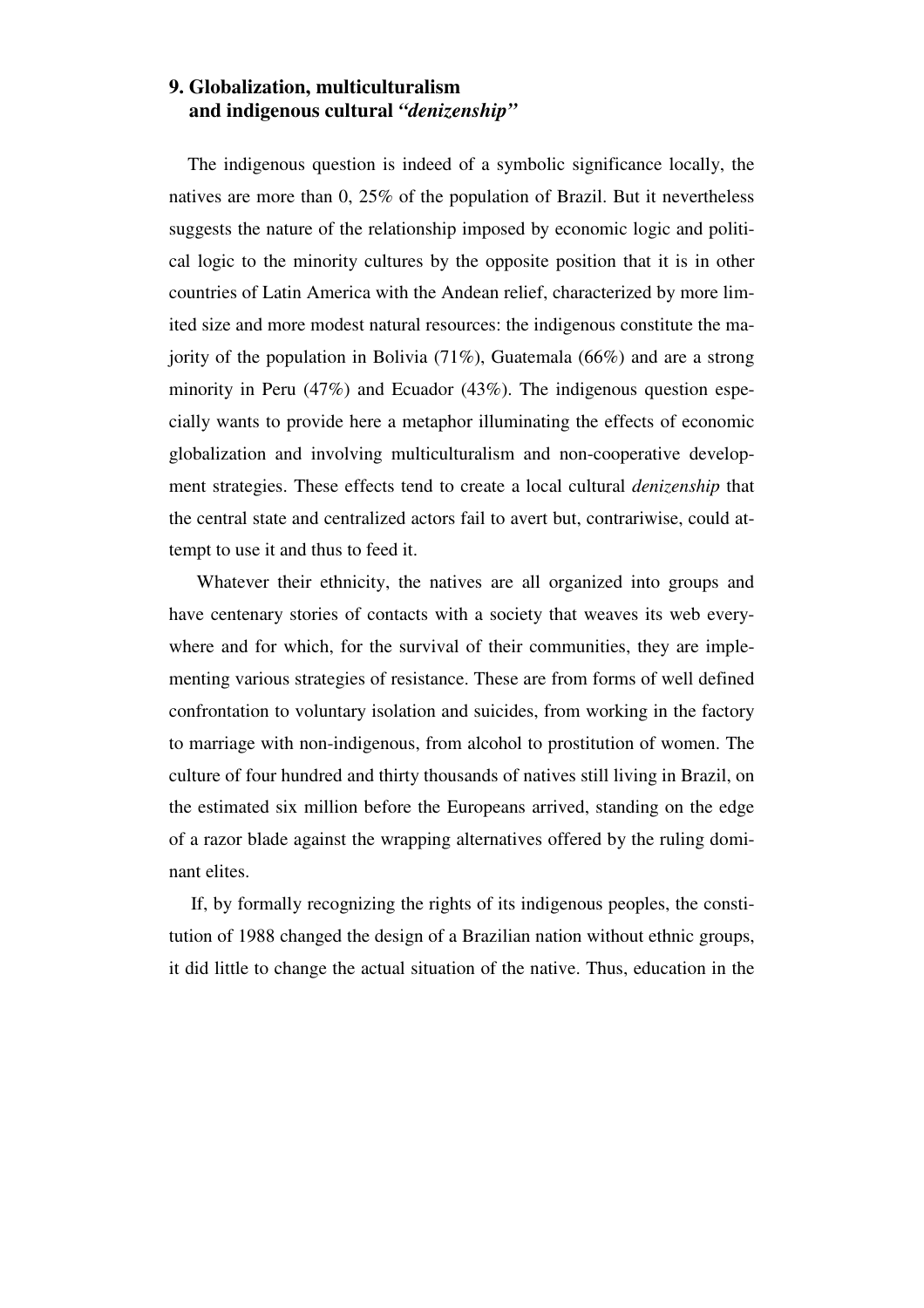## 9. Globalization, multiculturalism and indigenous cultural *"denizenship"*

The indigenous question is indeed of a symbolic significance locally, the natives are more than 0, 25% of the population of Brazil. But it nevertheless suggests the nature of the relationship imposed by economic logic and political logic to the minority cultures by the opposite position that it is in other countries of Latin America with the Andean relief, characterized by more limited size and more modest natural resources: the indigenous constitute the majority of the population in Bolivia (71%), Guatemala (66%) and are a strong minority in Peru (47%) and Ecuador (43%). The indigenous question especially wants to provide here a metaphor illuminating the effects of economic globalization and involving multiculturalism and non-cooperative development strategies. These effects tend to create a local cultural *denizenship* that the central state and centralized actors fail to avert but, contrariwise, could attempt to use it and thus to feed it.

Whatever their ethnicity, the natives are all organized into groups and have centenary stories of contacts with a society that weaves its web everywhere and for which, for the survival of their communities, they are implementing various strategies of resistance. These are from forms of well defined confrontation to voluntary isolation and suicides, from working in the factory to marriage with non-indigenous, from alcohol to prostitution of women. The culture of four hundred and thirty thousands of natives still living in Brazil, on the estimated six million before the Europeans arrived, standing on the edge of a razor blade against the wrapping alternatives offered by the ruling dominant elites.

If, by formally recognizing the rights of its indigenous peoples, the constitution of 1988 changed the design of a Brazilian nation without ethnic groups, it did little to change the actual situation of the native. Thus, education in the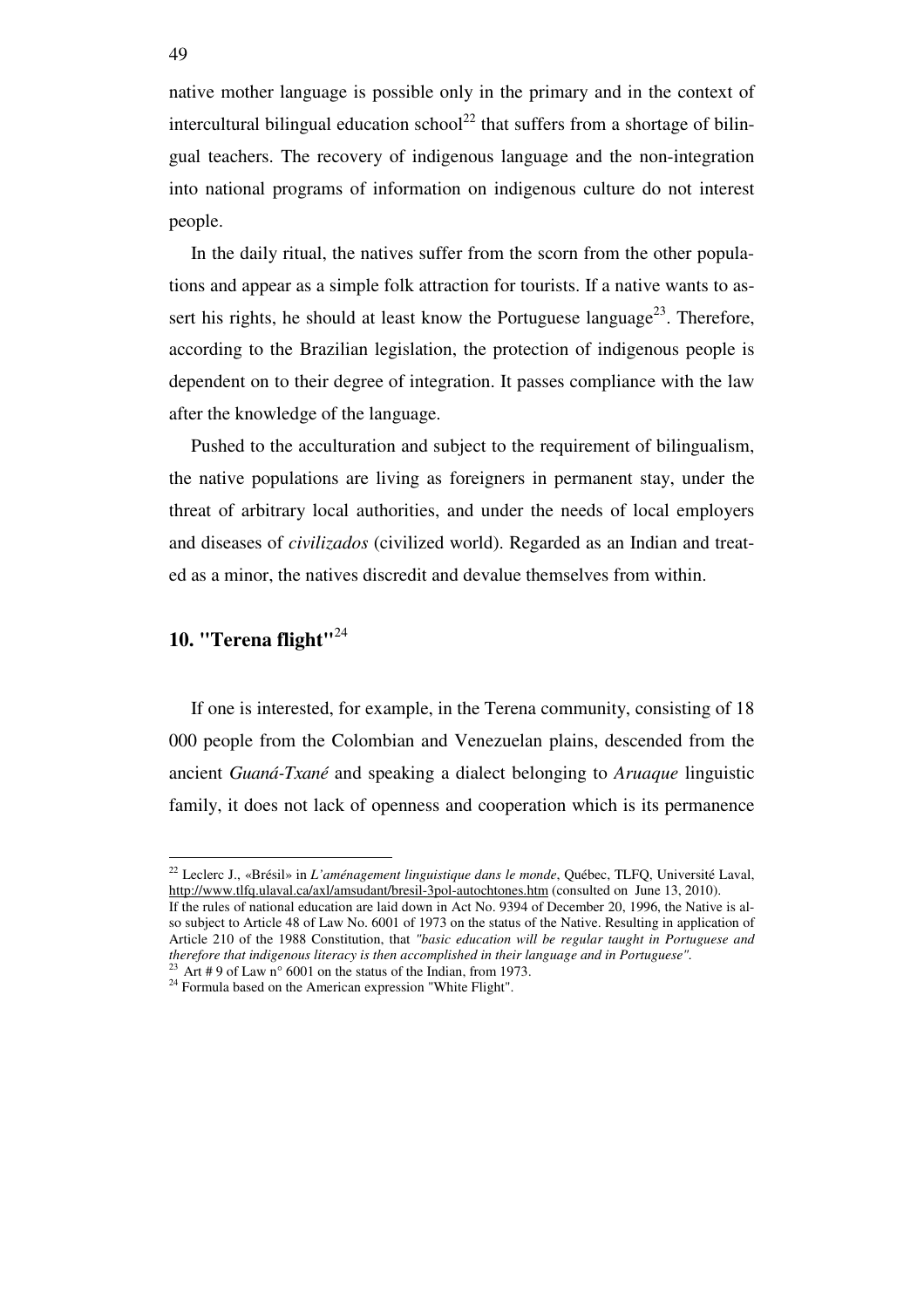native mother language is possible only in the primary and in the context of intercultural bilingual education school[22] that suffers from a shortage of bilingual teachers. The recovery of indigenous language and the non-integration into national programs of information on indigenous culture do not interest people.

In the daily ritual, the natives suffer from the scorn from the other populations and appear as a simple folk attraction for tourists. If a native wants to assert his rights, he should at least know the Portuguese language[23]. Therefore, according to the Brazilian legislation, the protection of indigenous people is dependent on to their degree of integration. It passes compliance with the law after the knowledge of the language.

Pushed to the acculturation and subject to the requirement of bilingualism, the native populations are living as foreigners in permanent stay, under the threat of arbitrary local authorities, and under the needs of local employers and diseases of *civilizados* (civilized world). Regarded as an Indian and treated as a minor, the natives discredit and devalue themselves from within.

## 10. "Terena flight"[24]

If one is interested, for example, in the Terena community, consisting of 18 000 people from the Colombian and Venezuelan plains, descended from the ancient *Guaná-Txané* and speaking a dialect belonging to *Aruaque* linguistic family, it does not lack of openness and cooperation which is its permanence

---

[22] Leclerc J., «Brésil» in *L'aménagement linguistique dans le monde*, Québec, TLFQ, Université Laval, http://www.tlfq.ulaval.ca/axl/amsudant/bresil-3pol-autochtones.htm (consulted on June 13, 2010).
If the rules of national education are laid down in Act No. 9394 of December 20, 1996, the Native is also subject to Article 48 of Law No. 6001 of 1973 on the status of the Native. Resulting in application of Article 210 of the 1988 Constitution, that *"basic education will be regular taught in Portuguese and therefore that indigenous literacy is then accomplished in their language and in Portuguese".*

[23] Art # 9 of Law n° 6001 on the status of the Indian, from 1973.

[24] Formula based on the American expression "White Flight".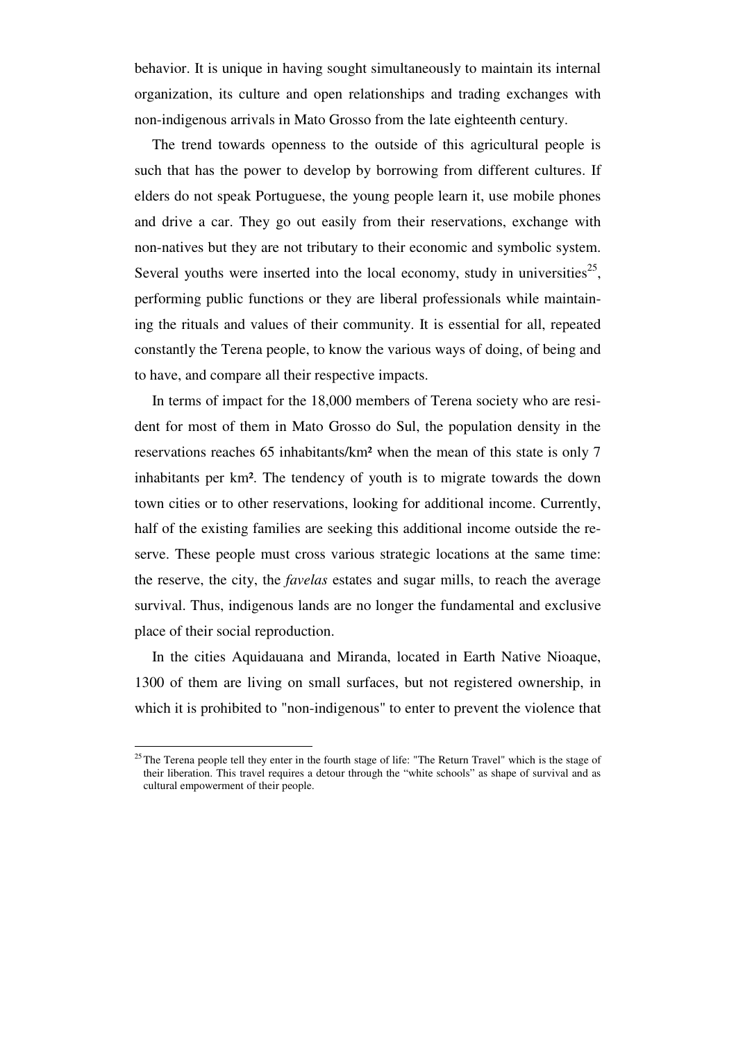behavior. It is unique in having sought simultaneously to maintain its internal organization, its culture and open relationships and trading exchanges with non-indigenous arrivals in Mato Grosso from the late eighteenth century.

The trend towards openness to the outside of this agricultural people is such that has the power to develop by borrowing from different cultures. If elders do not speak Portuguese, the young people learn it, use mobile phones and drive a car. They go out easily from their reservations, exchange with non-natives but they are not tributary to their economic and symbolic system. Several youths were inserted into the local economy, study in universities[25], performing public functions or they are liberal professionals while maintaining the rituals and values of their community. It is essential for all, repeated constantly the Terena people, to know the various ways of doing, of being and to have, and compare all their respective impacts.

In terms of impact for the 18,000 members of Terena society who are resident for most of them in Mato Grosso do Sul, the population density in the reservations reaches 65 inhabitants/km² when the mean of this state is only 7 inhabitants per km². The tendency of youth is to migrate towards the down town cities or to other reservations, looking for additional income. Currently, half of the existing families are seeking this additional income outside the reserve. These people must cross various strategic locations at the same time: the reserve, the city, the *favelas* estates and sugar mills, to reach the average survival. Thus, indigenous lands are no longer the fundamental and exclusive place of their social reproduction.

In the cities Aquidauana and Miranda, located in Earth Native Nioaque, 1300 of them are living on small surfaces, but not registered ownership, in which it is prohibited to "non-indigenous" to enter to prevent the violence that

---

[25] The Terena people tell they enter in the fourth stage of life: "The Return Travel" which is the stage of their liberation. This travel requires a detour through the "white schools" as shape of survival and as cultural empowerment of their people.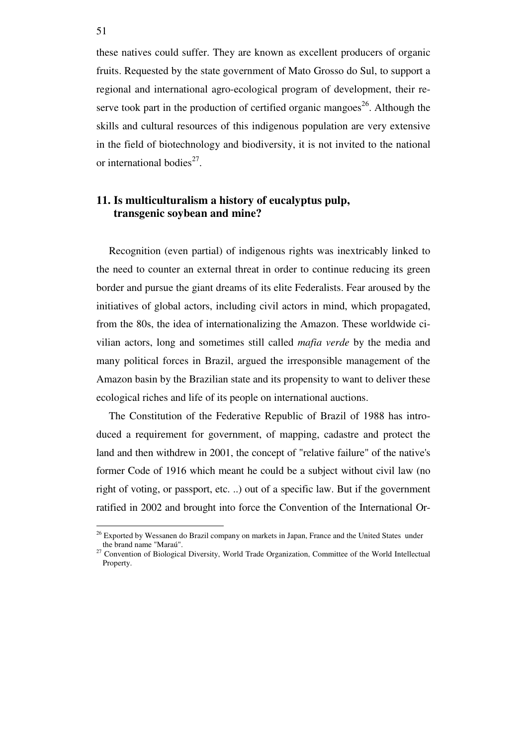these natives could suffer. They are known as excellent producers of organic fruits. Requested by the state government of Mato Grosso do Sul, to support a regional and international agro-ecological program of development, their reserve took part in the production of certified organic mangoes[26]. Although the skills and cultural resources of this indigenous population are very extensive in the field of biotechnology and biodiversity, it is not invited to the national or international bodies[27].

## 11. Is multiculturalism a history of eucalyptus pulp, transgenic soybean and mine?

Recognition (even partial) of indigenous rights was inextricably linked to the need to counter an external threat in order to continue reducing its green border and pursue the giant dreams of its elite Federalists. Fear aroused by the initiatives of global actors, including civil actors in mind, which propagated, from the 80s, the idea of internationalizing the Amazon. These worldwide civilian actors, long and sometimes still called *mafia verde* by the media and many political forces in Brazil, argued the irresponsible management of the Amazon basin by the Brazilian state and its propensity to want to deliver these ecological riches and life of its people on international auctions.

The Constitution of the Federative Republic of Brazil of 1988 has introduced a requirement for government, of mapping, cadastre and protect the land and then withdrew in 2001, the concept of "relative failure" of the native's former Code of 1916 which meant he could be a subject without civil law (no right of voting, or passport, etc. ..) out of a specific law. But if the government ratified in 2002 and brought into force the Convention of the International Or-

---

[26] Exported by Wessanen do Brazil company on markets in Japan, France and the United States under the brand name "Maraú".

[27] Convention of Biological Diversity, World Trade Organization, Committee of the World Intellectual Property.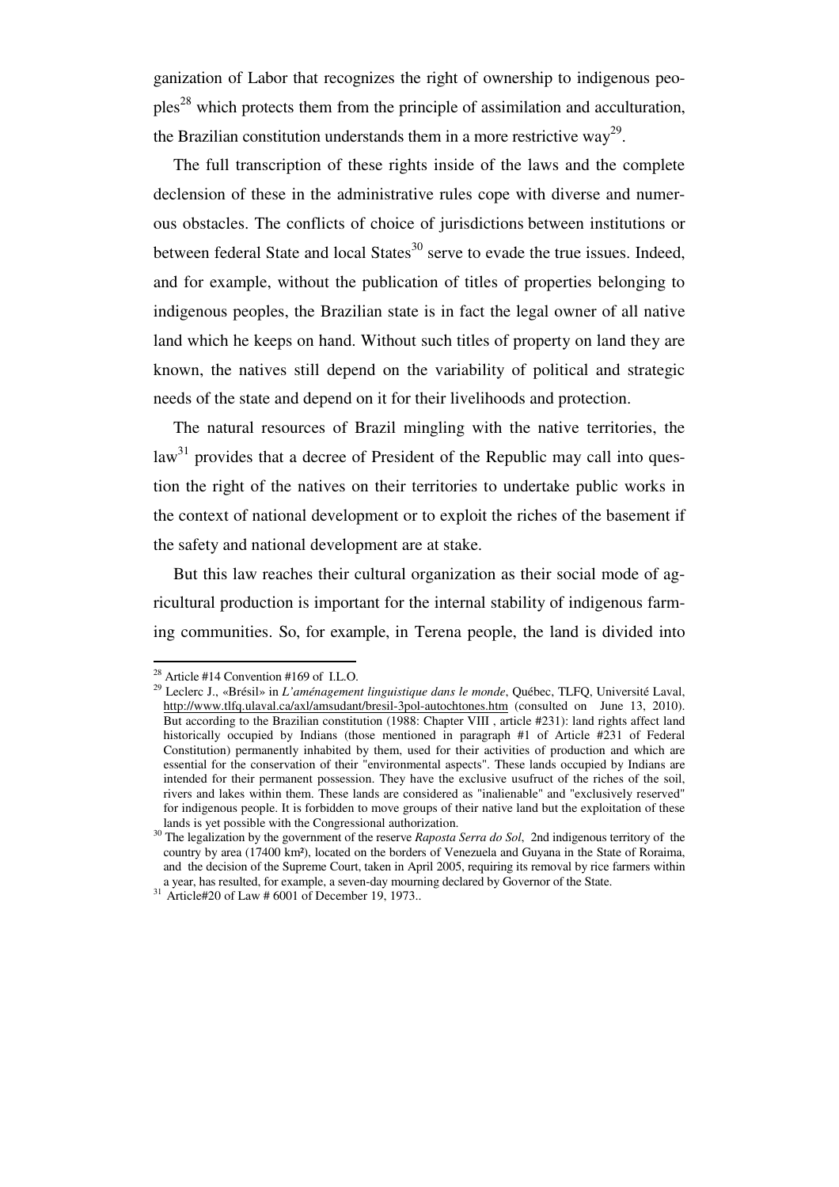ganization of Labor that recognizes the right of ownership to indigenous peoples[28] which protects them from the principle of assimilation and acculturation, the Brazilian constitution understands them in a more restrictive way[29].

The full transcription of these rights inside of the laws and the complete declension of these in the administrative rules cope with diverse and numerous obstacles. The conflicts of choice of jurisdictions between institutions or between federal State and local States[30] serve to evade the true issues. Indeed, and for example, without the publication of titles of properties belonging to indigenous peoples, the Brazilian state is in fact the legal owner of all native land which he keeps on hand. Without such titles of property on land they are known, the natives still depend on the variability of political and strategic needs of the state and depend on it for their livelihoods and protection.

The natural resources of Brazil mingling with the native territories, the law[31] provides that a decree of President of the Republic may call into question the right of the natives on their territories to undertake public works in the context of national development or to exploit the riches of the basement if the safety and national development are at stake.

But this law reaches their cultural organization as their social mode of agricultural production is important for the internal stability of indigenous farming communities. So, for example, in Terena people, the land is divided into

---

[28] Article #14 Convention #169 of I.L.O.

[29] Leclerc J., «Brésil» in *L'aménagement linguistique dans le monde*, Québec, TLFQ, Université Laval, http://www.tlfq.ulaval.ca/axl/amsudant/bresil-3pol-autochtones.htm (consulted on June 13, 2010). But according to the Brazilian constitution (1988: Chapter VIII , article #231): land rights affect land historically occupied by Indians (those mentioned in paragraph #1 of Article #231 of Federal Constitution) permanently inhabited by them, used for their activities of production and which are essential for the conservation of their "environmental aspects". These lands occupied by Indians are intended for their permanent possession. They have the exclusive usufruct of the riches of the soil, rivers and lakes within them. These lands are considered as "inalienable" and "exclusively reserved" for indigenous people. It is forbidden to move groups of their native land but the exploitation of these lands is yet possible with the Congressional authorization.

[30] The legalization by the government of the reserve *Raposta Serra do Sol*, 2nd indigenous territory of the country by area (17400 km²), located on the borders of Venezuela and Guyana in the State of Roraima, and the decision of the Supreme Court, taken in April 2005, requiring its removal by rice farmers within a year, has resulted, for example, a seven-day mourning declared by Governor of the State.

[31] Article#20 of Law # 6001 of December 19, 1973..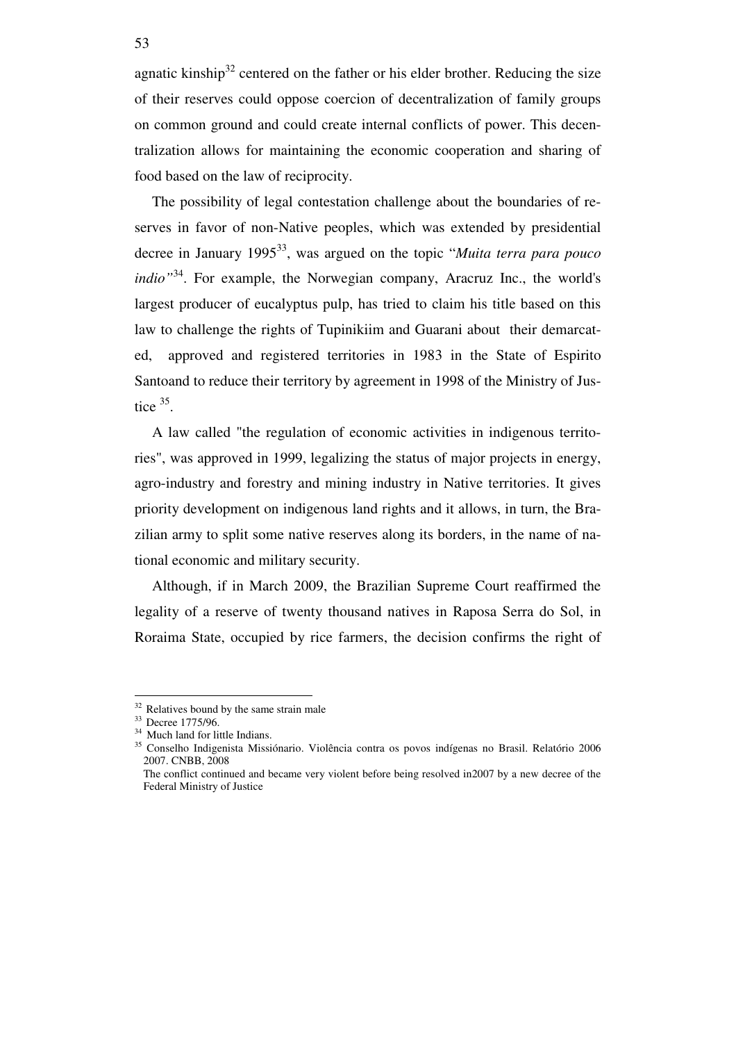agnatic kinship[32] centered on the father or his elder brother. Reducing the size of their reserves could oppose coercion of decentralization of family groups on common ground and could create internal conflicts of power. This decentralization allows for maintaining the economic cooperation and sharing of food based on the law of reciprocity.

The possibility of legal contestation challenge about the boundaries of reserves in favor of non-Native peoples, which was extended by presidential decree in January 1995[33], was argued on the topic "*Muita terra para pouco indio"*[34]. For example, the Norwegian company, Aracruz Inc., the world's largest producer of eucalyptus pulp, has tried to claim his title based on this law to challenge the rights of Tupinikiim and Guarani about their demarcated, approved and registered territories in 1983 in the State of Espirito Santoand to reduce their territory by agreement in 1998 of the Ministry of Justice [35].

A law called "the regulation of economic activities in indigenous territories", was approved in 1999, legalizing the status of major projects in energy, agro-industry and forestry and mining industry in Native territories. It gives priority development on indigenous land rights and it allows, in turn, the Brazilian army to split some native reserves along its borders, in the name of national economic and military security.

Although, if in March 2009, the Brazilian Supreme Court reaffirmed the legality of a reserve of twenty thousand natives in Raposa Serra do Sol, in Roraima State, occupied by rice farmers, the decision confirms the right of

---

[32] Relatives bound by the same strain male

[33] Decree 1775/96.

[34] Much land for little Indians.

[35] Conselho Indigenista Missiónario. Violência contra os povos indígenas no Brasil. Relatório 2006 2007. CNBB, 2008

The conflict continued and became very violent before being resolved in2007 by a new decree of the Federal Ministry of Justice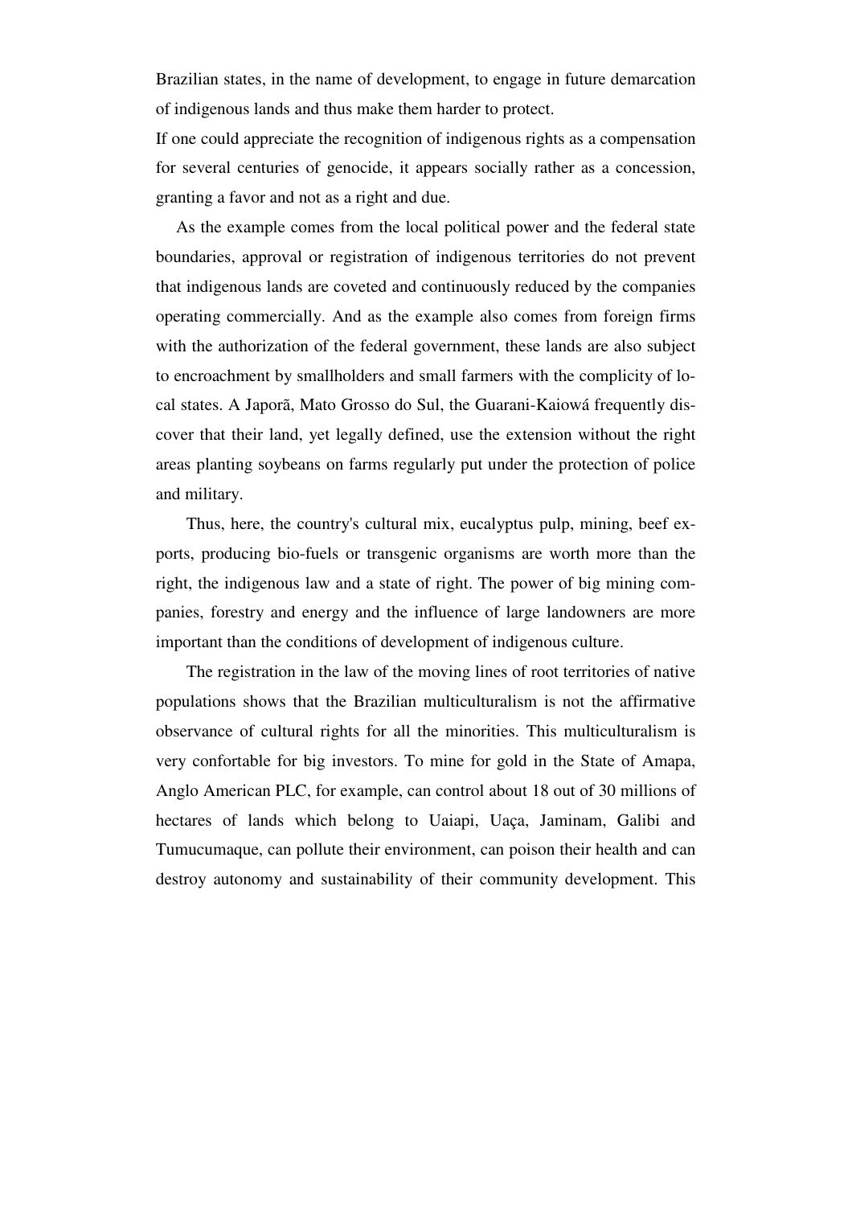Brazilian states, in the name of development, to engage in future demarcation of indigenous lands and thus make them harder to protect.

If one could appreciate the recognition of indigenous rights as a compensation for several centuries of genocide, it appears socially rather as a concession, granting a favor and not as a right and due.

As the example comes from the local political power and the federal state boundaries, approval or registration of indigenous territories do not prevent that indigenous lands are coveted and continuously reduced by the companies operating commercially. And as the example also comes from foreign firms with the authorization of the federal government, these lands are also subject to encroachment by smallholders and small farmers with the complicity of local states. A Japorã, Mato Grosso do Sul, the Guarani-Kaiowá frequently discover that their land, yet legally defined, use the extension without the right areas planting soybeans on farms regularly put under the protection of police and military.

Thus, here, the country's cultural mix, eucalyptus pulp, mining, beef exports, producing bio-fuels or transgenic organisms are worth more than the right, the indigenous law and a state of right. The power of big mining companies, forestry and energy and the influence of large landowners are more important than the conditions of development of indigenous culture.

The registration in the law of the moving lines of root territories of native populations shows that the Brazilian multiculturalism is not the affirmative observance of cultural rights for all the minorities. This multiculturalism is very confortable for big investors. To mine for gold in the State of Amapa, Anglo American PLC, for example, can control about 18 out of 30 millions of hectares of lands which belong to Uaiapi, Uaça, Jaminam, Galibi and Tumucumaque, can pollute their environment, can poison their health and can destroy autonomy and sustainability of their community development. This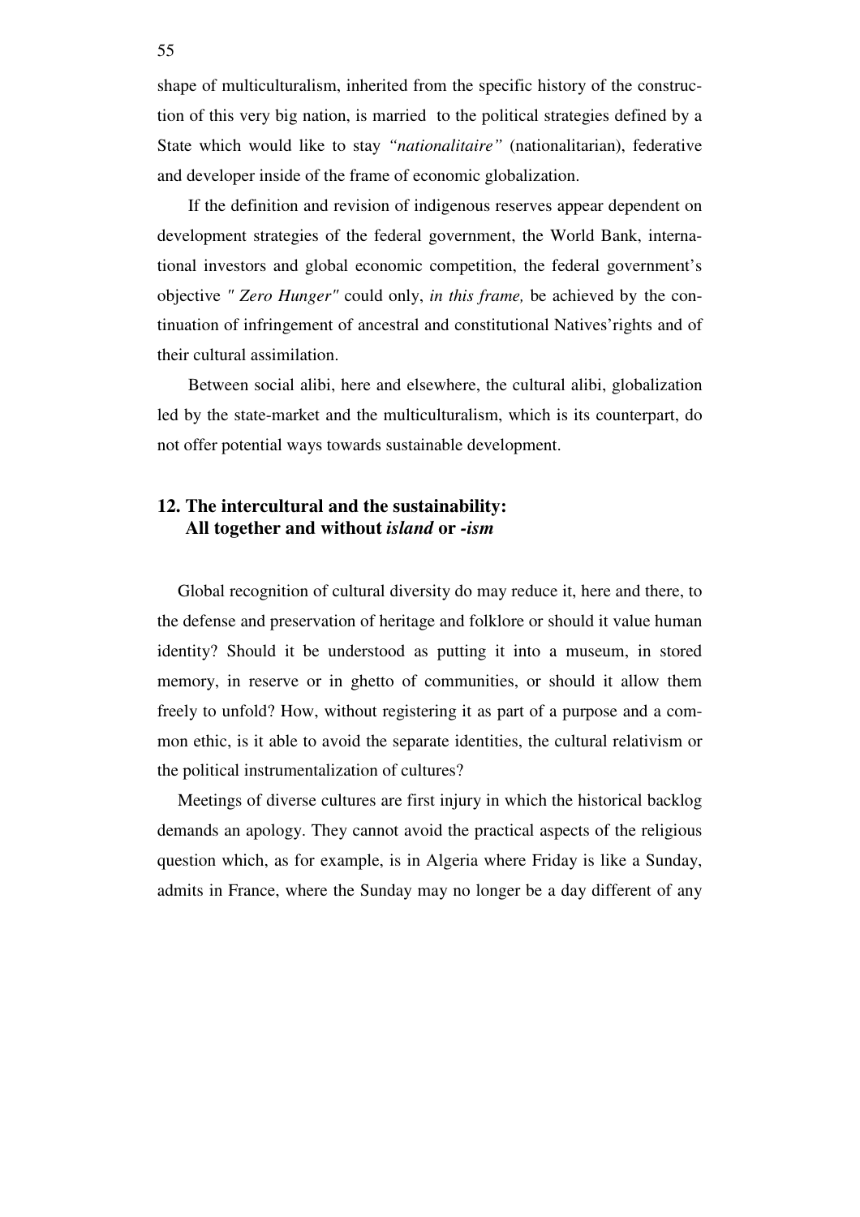shape of multiculturalism, inherited from the specific history of the construction of this very big nation, is married to the political strategies defined by a State which would like to stay *"nationalitaire"* (nationalitarian), federative and developer inside of the frame of economic globalization.

If the definition and revision of indigenous reserves appear dependent on development strategies of the federal government, the World Bank, international investors and global economic competition, the federal government's objective *" Zero Hunger"* could only, *in this frame,* be achieved by the continuation of infringement of ancestral and constitutional Natives'rights and of their cultural assimilation.

Between social alibi, here and elsewhere, the cultural alibi, globalization led by the state-market and the multiculturalism, which is its counterpart, do not offer potential ways towards sustainable development.

## 12. The intercultural and the sustainability: All together and without *island* or *-ism*

Global recognition of cultural diversity do may reduce it, here and there, to the defense and preservation of heritage and folklore or should it value human identity? Should it be understood as putting it into a museum, in stored memory, in reserve or in ghetto of communities, or should it allow them freely to unfold? How, without registering it as part of a purpose and a common ethic, is it able to avoid the separate identities, the cultural relativism or the political instrumentalization of cultures?

Meetings of diverse cultures are first injury in which the historical backlog demands an apology. They cannot avoid the practical aspects of the religious question which, as for example, is in Algeria where Friday is like a Sunday, admits in France, where the Sunday may no longer be a day different of any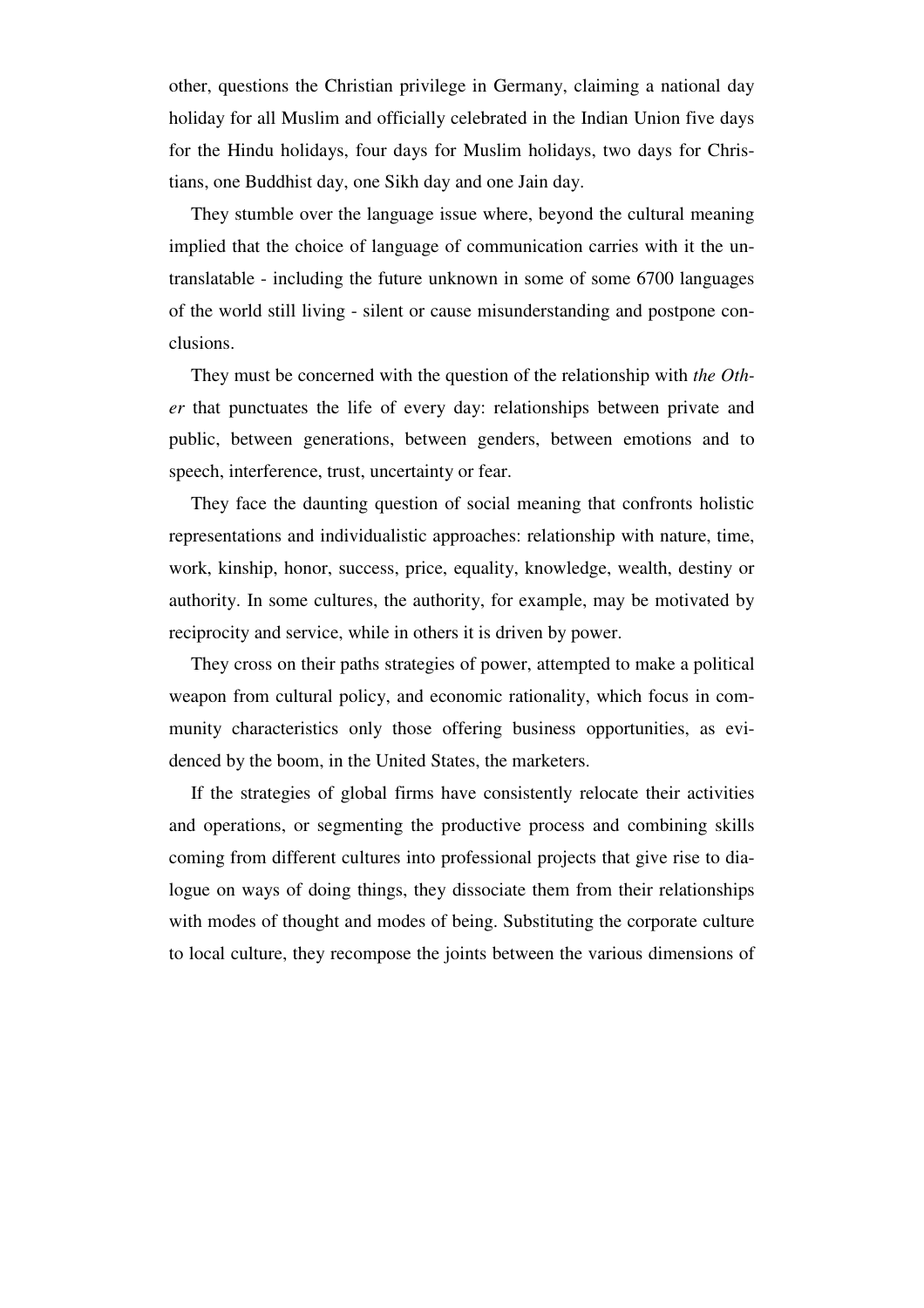other, questions the Christian privilege in Germany, claiming a national day holiday for all Muslim and officially celebrated in the Indian Union five days for the Hindu holidays, four days for Muslim holidays, two days for Christians, one Buddhist day, one Sikh day and one Jain day.

They stumble over the language issue where, beyond the cultural meaning implied that the choice of language of communication carries with it the untranslatable - including the future unknown in some of some 6700 languages of the world still living - silent or cause misunderstanding and postpone conclusions.

They must be concerned with the question of the relationship with *the Other* that punctuates the life of every day: relationships between private and public, between generations, between genders, between emotions and to speech, interference, trust, uncertainty or fear.

They face the daunting question of social meaning that confronts holistic representations and individualistic approaches: relationship with nature, time, work, kinship, honor, success, price, equality, knowledge, wealth, destiny or authority. In some cultures, the authority, for example, may be motivated by reciprocity and service, while in others it is driven by power.

They cross on their paths strategies of power, attempted to make a political weapon from cultural policy, and economic rationality, which focus in community characteristics only those offering business opportunities, as evidenced by the boom, in the United States, the marketers.

If the strategies of global firms have consistently relocate their activities and operations, or segmenting the productive process and combining skills coming from different cultures into professional projects that give rise to dialogue on ways of doing things, they dissociate them from their relationships with modes of thought and modes of being. Substituting the corporate culture to local culture, they recompose the joints between the various dimensions of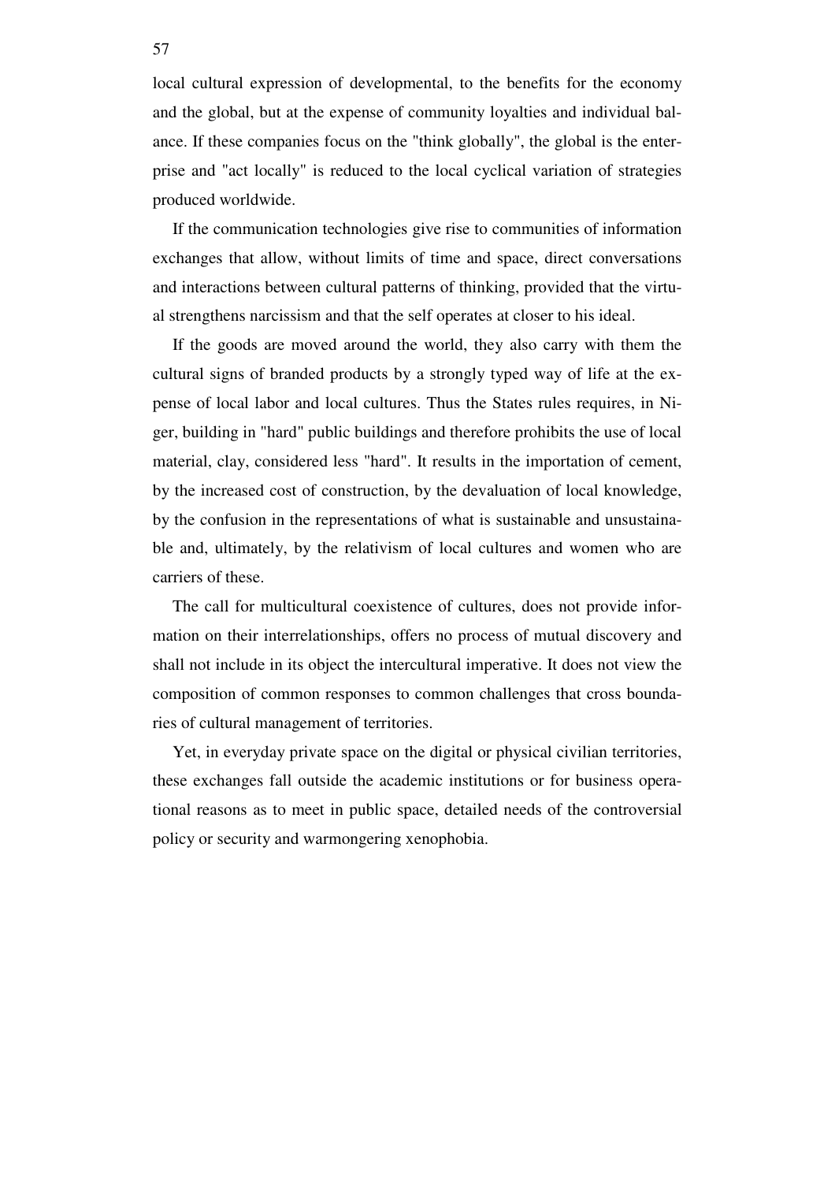local cultural expression of developmental, to the benefits for the economy and the global, but at the expense of community loyalties and individual balance. If these companies focus on the "think globally", the global is the enterprise and "act locally" is reduced to the local cyclical variation of strategies produced worldwide.

If the communication technologies give rise to communities of information exchanges that allow, without limits of time and space, direct conversations and interactions between cultural patterns of thinking, provided that the virtual strengthens narcissism and that the self operates at closer to his ideal.

If the goods are moved around the world, they also carry with them the cultural signs of branded products by a strongly typed way of life at the expense of local labor and local cultures. Thus the States rules requires, in Niger, building in "hard" public buildings and therefore prohibits the use of local material, clay, considered less "hard". It results in the importation of cement, by the increased cost of construction, by the devaluation of local knowledge, by the confusion in the representations of what is sustainable and unsustainable and, ultimately, by the relativism of local cultures and women who are carriers of these.

The call for multicultural coexistence of cultures, does not provide information on their interrelationships, offers no process of mutual discovery and shall not include in its object the intercultural imperative. It does not view the composition of common responses to common challenges that cross boundaries of cultural management of territories.

Yet, in everyday private space on the digital or physical civilian territories, these exchanges fall outside the academic institutions or for business operational reasons as to meet in public space, detailed needs of the controversial policy or security and warmongering xenophobia.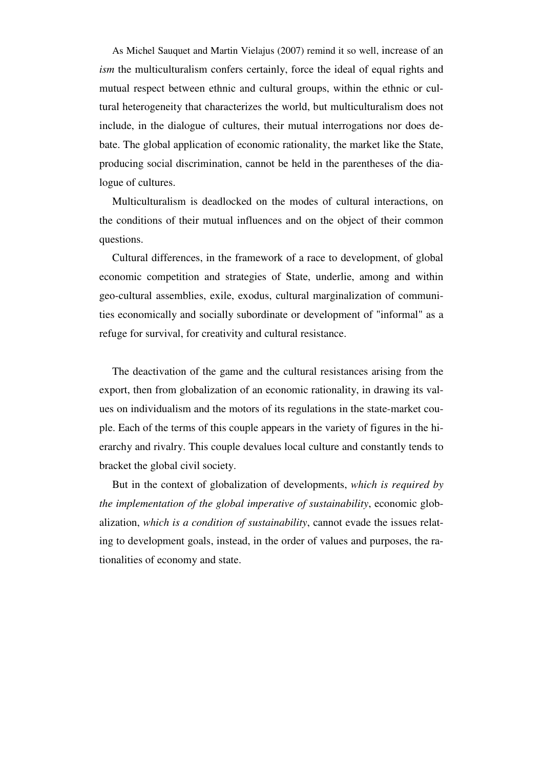As Michel Sauquet and Martin Vielajus (2007) remind it so well, increase of an *ism* the multiculturalism confers certainly, force the ideal of equal rights and mutual respect between ethnic and cultural groups, within the ethnic or cultural heterogeneity that characterizes the world, but multiculturalism does not include, in the dialogue of cultures, their mutual interrogations nor does debate. The global application of economic rationality, the market like the State, producing social discrimination, cannot be held in the parentheses of the dialogue of cultures.

Multiculturalism is deadlocked on the modes of cultural interactions, on the conditions of their mutual influences and on the object of their common questions.

Cultural differences, in the framework of a race to development, of global economic competition and strategies of State, underlie, among and within geo-cultural assemblies, exile, exodus, cultural marginalization of communities economically and socially subordinate or development of "informal" as a refuge for survival, for creativity and cultural resistance.

The deactivation of the game and the cultural resistances arising from the export, then from globalization of an economic rationality, in drawing its values on individualism and the motors of its regulations in the state-market couple. Each of the terms of this couple appears in the variety of figures in the hierarchy and rivalry. This couple devalues local culture and constantly tends to bracket the global civil society.

But in the context of globalization of developments, *which is required by the implementation of the global imperative of sustainability*, economic globalization, *which is a condition of sustainability*, cannot evade the issues relating to development goals, instead, in the order of values and purposes, the rationalities of economy and state.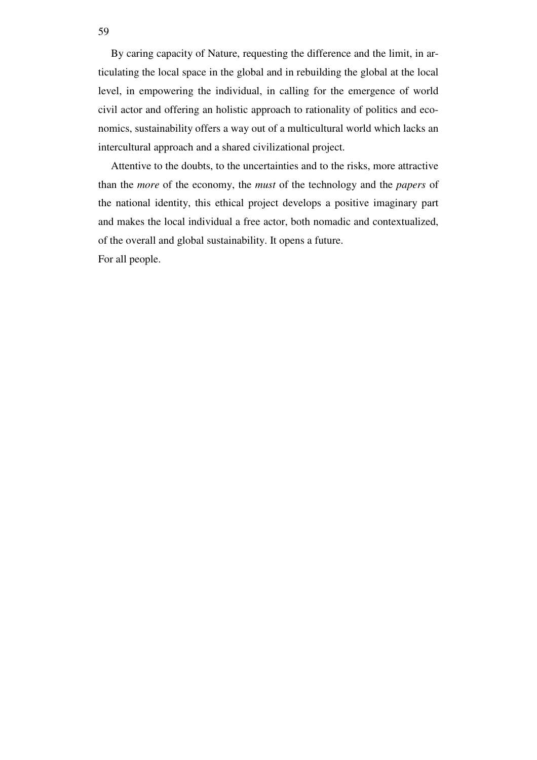By caring capacity of Nature, requesting the difference and the limit, in articulating the local space in the global and in rebuilding the global at the local level, in empowering the individual, in calling for the emergence of world civil actor and offering an holistic approach to rationality of politics and economics, sustainability offers a way out of a multicultural world which lacks an intercultural approach and a shared civilizational project.

Attentive to the doubts, to the uncertainties and to the risks, more attractive than the *more* of the economy, the *must* of the technology and the *papers* of the national identity, this ethical project develops a positive imaginary part and makes the local individual a free actor, both nomadic and contextualized, of the overall and global sustainability. It opens a future.
For all people.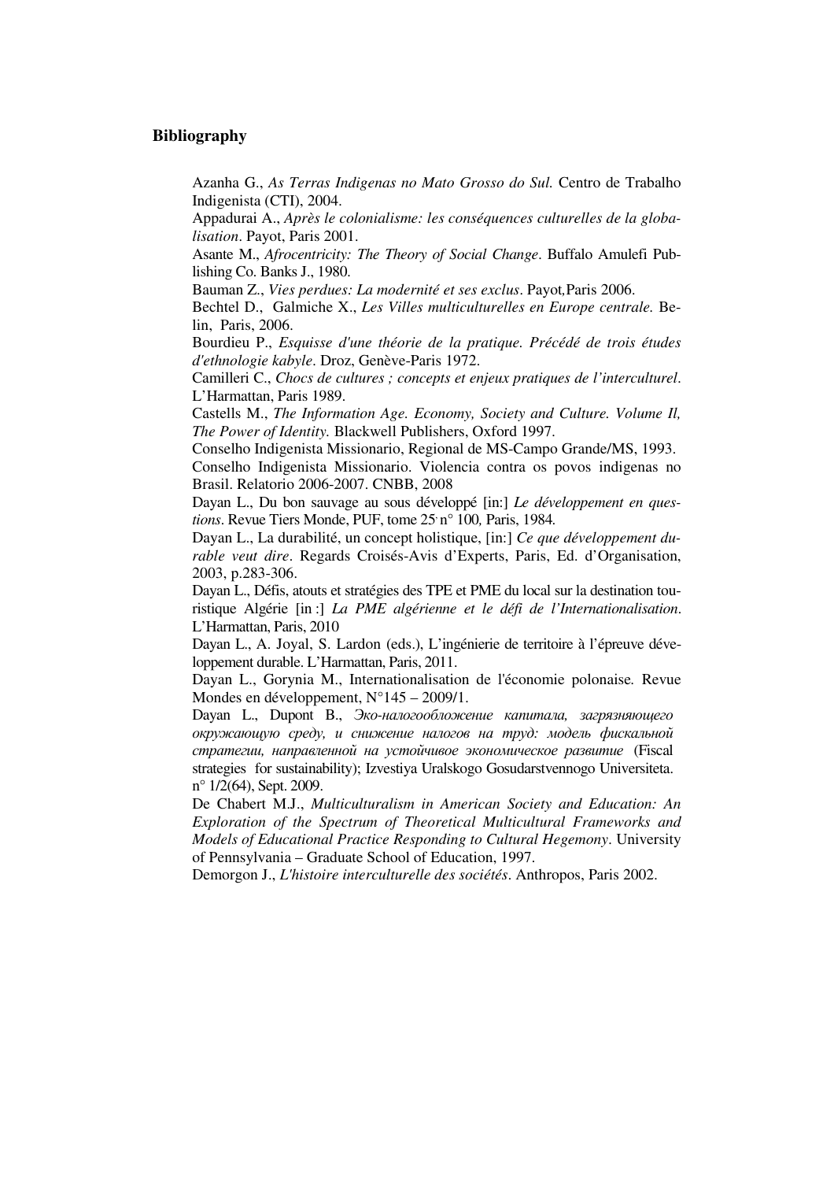## Bibliography

Azanha G., *As Terras Indigenas no Mato Grosso do Sul.* Centro de Trabalho Indigenista (CTI), 2004.

Appadurai A., *Après le colonialisme: les conséquences culturelles de la globalisation*. Payot, Paris 2001.

Asante M., *Afrocentricity: The Theory of Social Change*. Buffalo Amulefi Publishing Co. Banks J., 1980.

Bauman Z., *Vies perdues: La modernité et ses exclus*. Payot,Paris 2006.

Bechtel D., Galmiche X., *Les Villes multiculturelles en Europe centrale.* Belin, Paris, 2006.

Bourdieu P., *Esquisse d'une théorie de la pratique. Précédé de trois études d'ethnologie kabyle*. Droz, Genève-Paris 1972.

Camilleri C., *Chocs de cultures ; concepts et enjeux pratiques de l'interculturel*. L'Harmattan, Paris 1989.

Castells M., *The Information Age. Economy, Society and Culture. Volume Il, The Power of Identity.* Blackwell Publishers, Oxford 1997.

Conselho Indigenista Missionario, Regional de MS-Campo Grande/MS, 1993.

Conselho Indigenista Missionario. Violencia contra os povos indigenas no Brasil. Relatorio 2006-2007. CNBB, 2008

Dayan L., Du bon sauvage au sous développé [in:] *Le développement en questions*. Revue Tiers Monde, PUF, tome 25, n° 100*,* Paris, 1984.

Dayan L., La durabilité, un concept holistique, [in:] *Ce que développement durable veut dire*. Regards Croisés-Avis d'Experts, Paris, Ed. d'Organisation, 2003, p.283-306.

Dayan L., Défis, atouts et stratégies des TPE et PME du local sur la destination touristique Algérie [in :] *La PME algérienne et le défi de l'Internationalisation*. L'Harmattan, Paris, 2010

Dayan L., A. Joyal, S. Lardon (eds.), L'ingénierie de territoire à l'épreuve développement durable. L'Harmattan, Paris, 2011.

Dayan L., Gorynia M., Internationalisation de l'économie polonaise. Revue Mondes en développement, N°145 – 2009/1.

Dayan L., Dupont B., *Эко-налогообложение капитала, загрязняющего окружающую среду, и снижение налогов на труд: модель фискальной стратегии, направленной на устойчивое экономическое развитие* (Fiscal strategies for sustainability); Izvestiya Uralskogo Gosudarstvennogo Universiteta. n° 1/2(64), Sept. 2009.

De Chabert M.J., *Multiculturalism in American Society and Education: An Exploration of the Spectrum of Theoretical Multicultural Frameworks and Models of Educational Practice Responding to Cultural Hegemony*. University of Pennsylvania – Graduate School of Education, 1997.

Demorgon J., *L'histoire interculturelle des sociétés*. Anthropos, Paris 2002.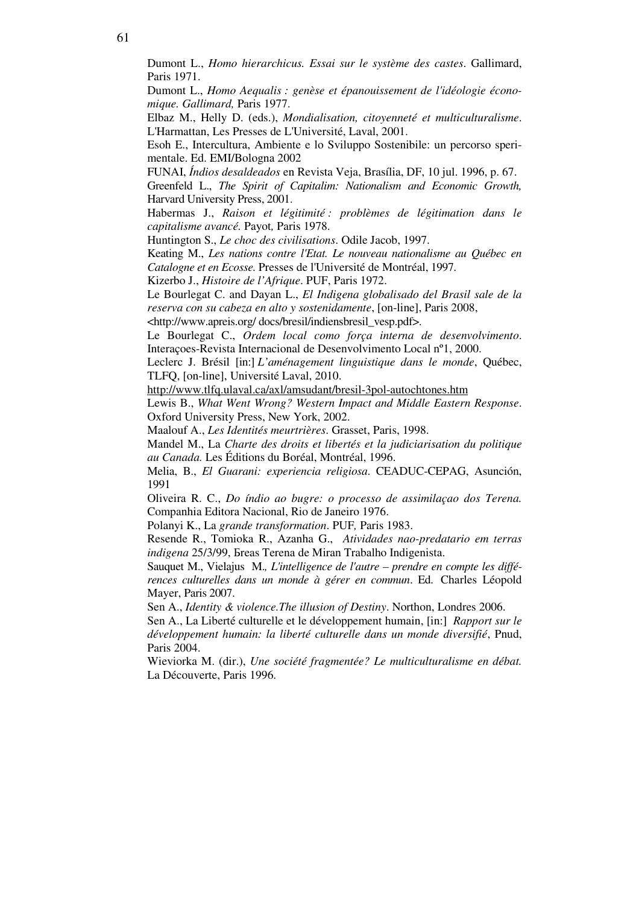Dumont L., *Homo hierarchicus. Essai sur le système des castes*. Gallimard, Paris 1971.

Dumont L., *Homo Aequalis : genèse et épanouissement de l'idéologie économique. Gallimard,* Paris 1977.

Elbaz M., Helly D. (eds.), *Mondialisation, citoyenneté et multiculturalisme*. L'Harmattan, Les Presses de L'Université, Laval, 2001.

Esoh E., Intercultura, Ambiente e lo Sviluppo Sostenibile: un percorso sperimentale. Ed. EMI/Bologna 2002

FUNAI, *Índios desaldeados* en Revista Veja, Brasília, DF, 10 jul. 1996, p. 67.

Greenfeld L., *The Spirit of Capitalim: Nationalism and Economic Growth,* Harvard University Press, 2001.

Habermas J., *Raison et légitimité : problèmes de légitimation dans le capitalisme avancé.* Payot*,* Paris 1978.

Huntington S., *Le choc des civilisations*. Odile Jacob, 1997.

Keating M., *Les nations contre l'Etat. Le nouveau nationalisme au Québec en Catalogne et en Ecosse.* Presses de l'Université de Montréal, 1997.

Kizerbo J., *Histoire de l'Afrique*. PUF, Paris 1972.

Le Bourlegat C. and Dayan L., *El Indigena globalisado del Brasil sale de la reserva con su cabeza en alto y sostenidamente*, [on-line], Paris 2008, <http://www.apreis.org/ docs/bresil/indiensbresil_vesp.pdf>.

Le Bourlegat C., *Ordem local como força interna de desenvolvimento*. Interaçoes-Revista Internacional de Desenvolvimento Local nº1, 2000.

Leclerc J. Brésil [in:] *L'aménagement linguistique dans le monde*, Québec, TLFQ, [on-line], Université Laval, 2010.
http://www.tlfq.ulaval.ca/axl/amsudant/bresil-3pol-autochtones.htm

Lewis B., *What Went Wrong? Western Impact and Middle Eastern Response*. Oxford University Press, New York, 2002.

Maalouf A., *Les Identités meurtrières*. Grasset, Paris, 1998.

Mandel M., La *Charte des droits et libertés et la judiciarisation du politique au Canada.* Les Éditions du Boréal, Montréal, 1996.

Melia, B., *El Guarani: experiencia religiosa*. CEADUC-CEPAG, Asunción, 1991

Oliveira R. C., *Do índio ao bugre: o processo de assimilaçao dos Terena.* Companhia Editora Nacional, Rio de Janeiro 1976.

Polanyi K., La *grande transformation*. PUF*,* Paris 1983.

Resende R., Tomioka R., Azanha G., *Atividades nao-predatario em terras indigena* 25/3/99, Бreas Terena de Miran Trabalho Indigenista.

Sauquet M., Vielajus M.*, L'intelligence de l'autre – prendre en compte les différences culturelles dans un monde à gérer en commun*. Ed. Charles Léopold Mayer, Paris 2007.

Sen A., *Identity & violence.The illusion of Destiny*. Northon, Londres 2006.

Sen A., La Liberté culturelle et le développement humain, [in:] *Rapport sur le développement humain: la liberté culturelle dans un monde diversifié*, Pnud, Paris 2004.

Wieviorka M. (dir.), *Une société fragmentée? Le multiculturalisme en débat.* La Découverte, Paris 1996.